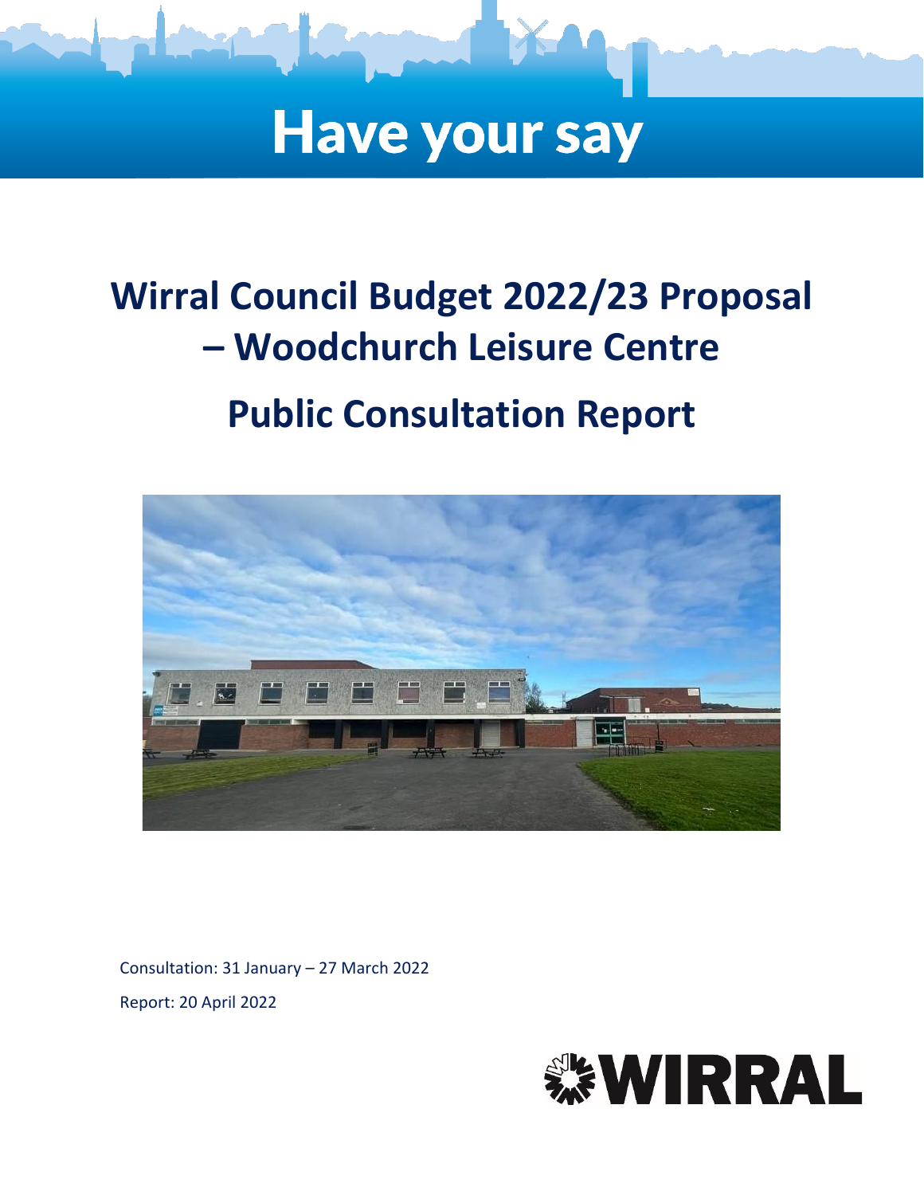Have your say

# Wirral Council Budget 2022/23 Proposal – Woodchurch Leisure Centre

# Public Consultation Report

Consultation: 31 January – 27 March 2022

Report: 20 April 2022

WIRRAL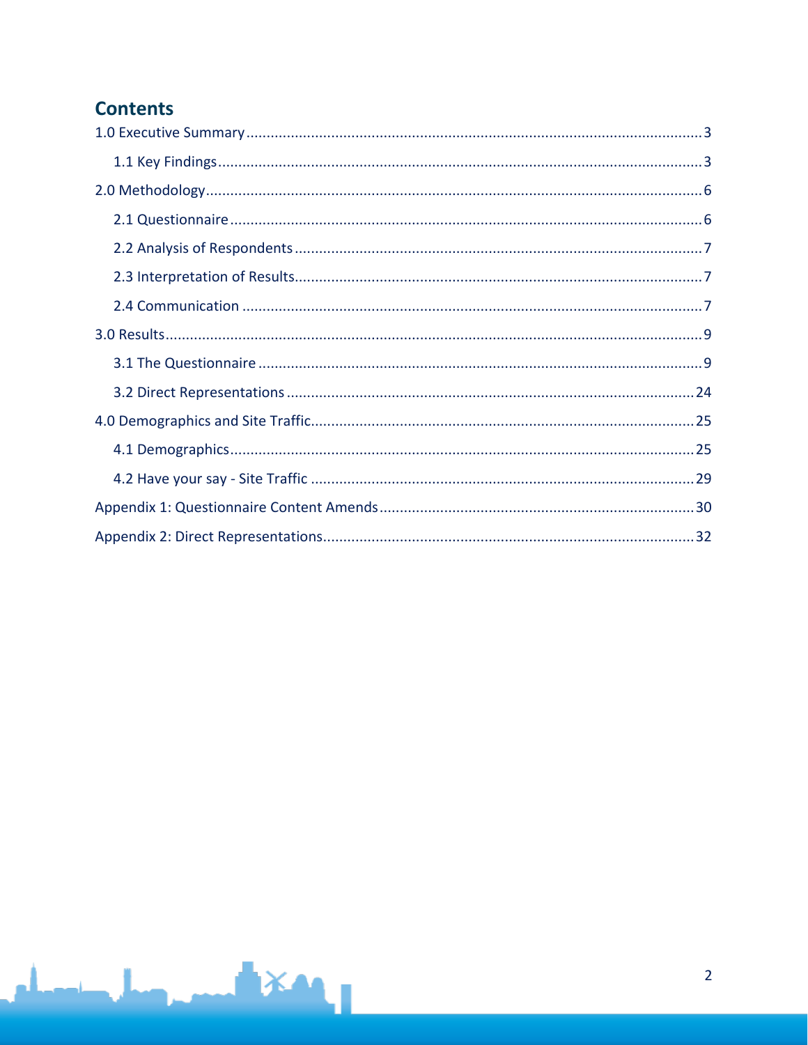## Contents

1.0 Executive Summary ..... 3

- 1.1 Key Findings ..... 3

2.0 Methodology ..... 6

- 2.1 Questionnaire ..... 6
- 2.2 Analysis of Respondents ..... 7
- 2.3 Interpretation of Results ..... 7
- 2.4 Communication ..... 7

3.0 Results ..... 9

- 3.1 The Questionnaire ..... 9
- 3.2 Direct Representations ..... 24

4.0 Demographics and Site Traffic ..... 25

- 4.1 Demographics ..... 25
- 4.2 Have your say - Site Traffic ..... 29

Appendix 1: Questionnaire Content Amends ..... 30

Appendix 2: Direct Representations ..... 32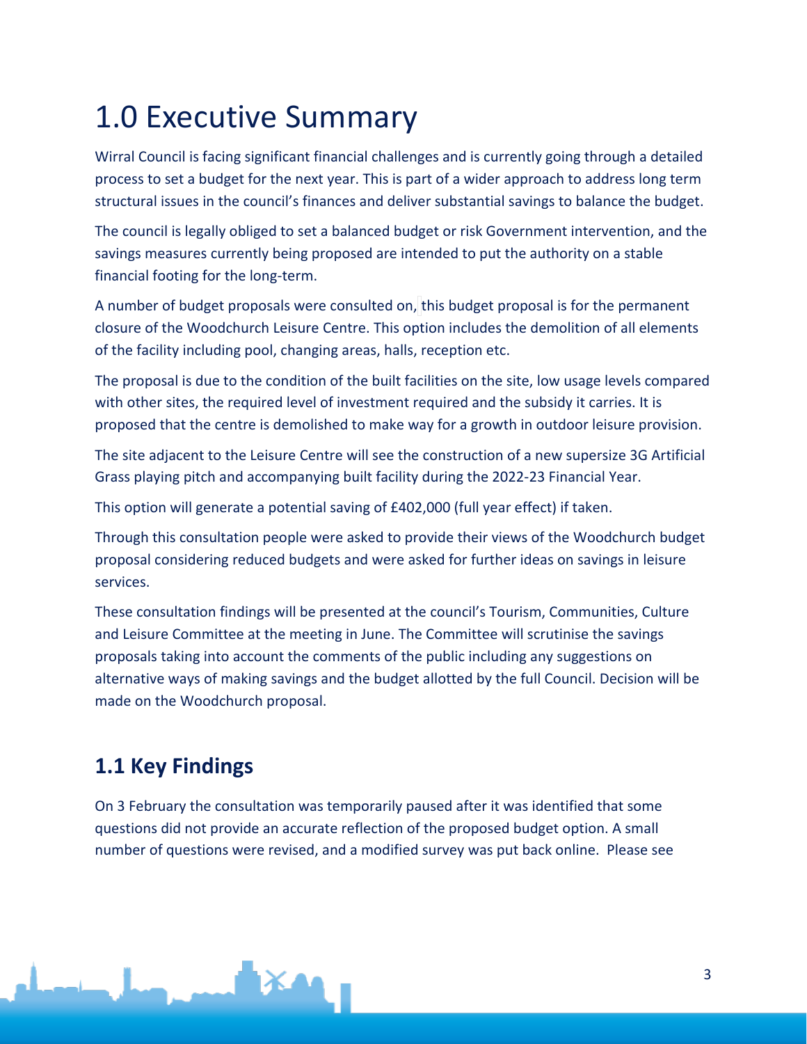# 1.0 Executive Summary

Wirral Council is facing significant financial challenges and is currently going through a detailed process to set a budget for the next year. This is part of a wider approach to address long term structural issues in the council's finances and deliver substantial savings to balance the budget.

The council is legally obliged to set a balanced budget or risk Government intervention, and the savings measures currently being proposed are intended to put the authority on a stable financial footing for the long-term.

A number of budget proposals were consulted on, this budget proposal is for the permanent closure of the Woodchurch Leisure Centre. This option includes the demolition of all elements of the facility including pool, changing areas, halls, reception etc.

The proposal is due to the condition of the built facilities on the site, low usage levels compared with other sites, the required level of investment required and the subsidy it carries. It is proposed that the centre is demolished to make way for a growth in outdoor leisure provision.

The site adjacent to the Leisure Centre will see the construction of a new supersize 3G Artificial Grass playing pitch and accompanying built facility during the 2022-23 Financial Year.

This option will generate a potential saving of £402,000 (full year effect) if taken.

Through this consultation people were asked to provide their views of the Woodchurch budget proposal considering reduced budgets and were asked for further ideas on savings in leisure services.

These consultation findings will be presented at the council's Tourism, Communities, Culture and Leisure Committee at the meeting in June. The Committee will scrutinise the savings proposals taking into account the comments of the public including any suggestions on alternative ways of making savings and the budget allotted by the full Council. Decision will be made on the Woodchurch proposal.

## 1.1 Key Findings

On 3 February the consultation was temporarily paused after it was identified that some questions did not provide an accurate reflection of the proposed budget option. A small number of questions were revised, and a modified survey was put back online. Please see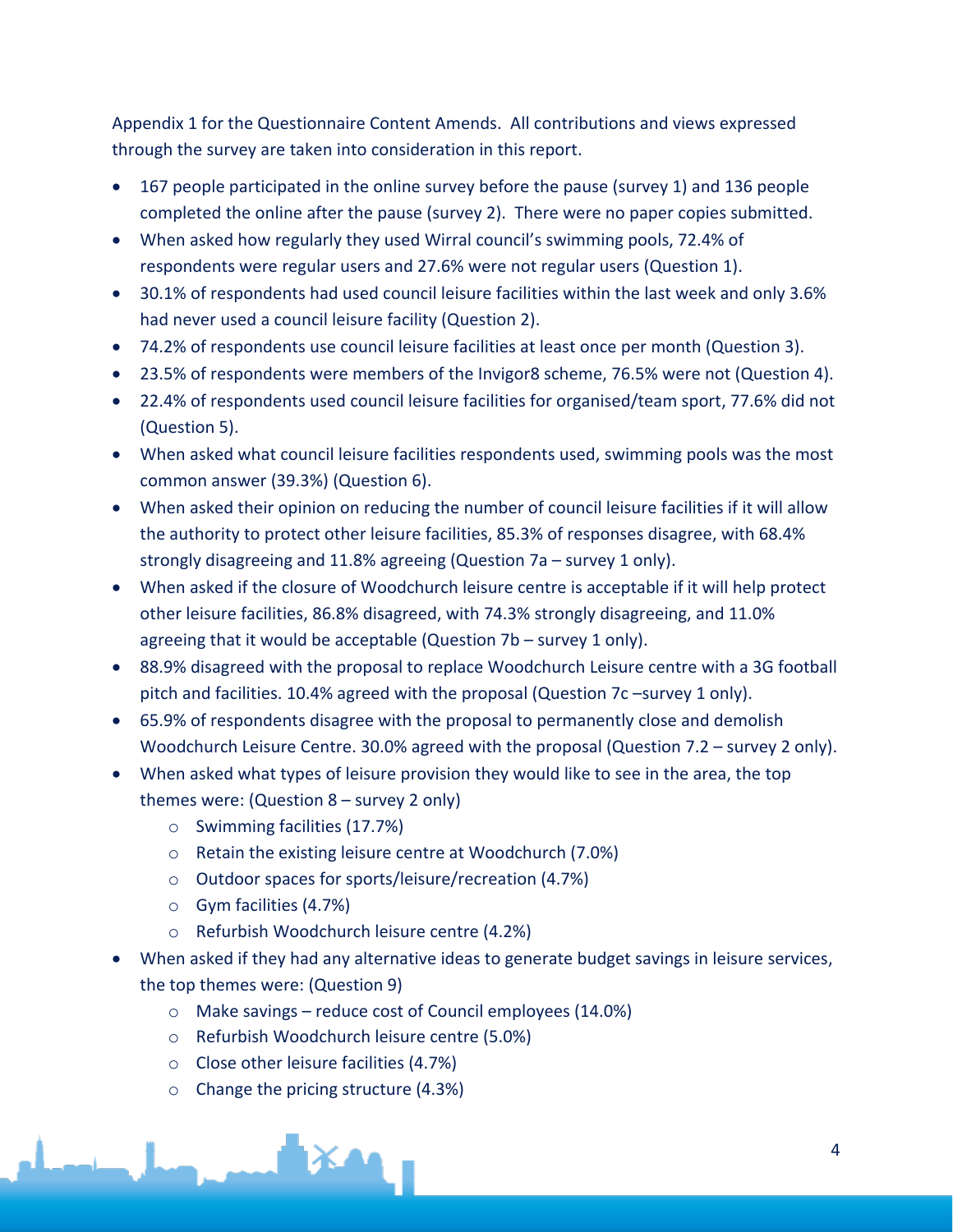Appendix 1 for the Questionnaire Content Amends. All contributions and views expressed through the survey are taken into consideration in this report.

- 167 people participated in the online survey before the pause (survey 1) and 136 people completed the online after the pause (survey 2). There were no paper copies submitted.
- When asked how regularly they used Wirral council's swimming pools, 72.4% of respondents were regular users and 27.6% were not regular users (Question 1).
- 30.1% of respondents had used council leisure facilities within the last week and only 3.6% had never used a council leisure facility (Question 2).
- 74.2% of respondents use council leisure facilities at least once per month (Question 3).
- 23.5% of respondents were members of the Invigor8 scheme, 76.5% were not (Question 4).
- 22.4% of respondents used council leisure facilities for organised/team sport, 77.6% did not (Question 5).
- When asked what council leisure facilities respondents used, swimming pools was the most common answer (39.3%) (Question 6).
- When asked their opinion on reducing the number of council leisure facilities if it will allow the authority to protect other leisure facilities, 85.3% of responses disagree, with 68.4% strongly disagreeing and 11.8% agreeing (Question 7a – survey 1 only).
- When asked if the closure of Woodchurch leisure centre is acceptable if it will help protect other leisure facilities, 86.8% disagreed, with 74.3% strongly disagreeing, and 11.0% agreeing that it would be acceptable (Question 7b – survey 1 only).
- 88.9% disagreed with the proposal to replace Woodchurch Leisure centre with a 3G football pitch and facilities. 10.4% agreed with the proposal (Question 7c –survey 1 only).
- 65.9% of respondents disagree with the proposal to permanently close and demolish Woodchurch Leisure Centre. 30.0% agreed with the proposal (Question 7.2 – survey 2 only).
- When asked what types of leisure provision they would like to see in the area, the top themes were: (Question 8 – survey 2 only)
  - Swimming facilities (17.7%)
  - Retain the existing leisure centre at Woodchurch (7.0%)
  - Outdoor spaces for sports/leisure/recreation (4.7%)
  - Gym facilities (4.7%)
  - Refurbish Woodchurch leisure centre (4.2%)
- When asked if they had any alternative ideas to generate budget savings in leisure services, the top themes were: (Question 9)
  - Make savings – reduce cost of Council employees (14.0%)
  - Refurbish Woodchurch leisure centre (5.0%)
  - Close other leisure facilities (4.7%)
  - Change the pricing structure (4.3%)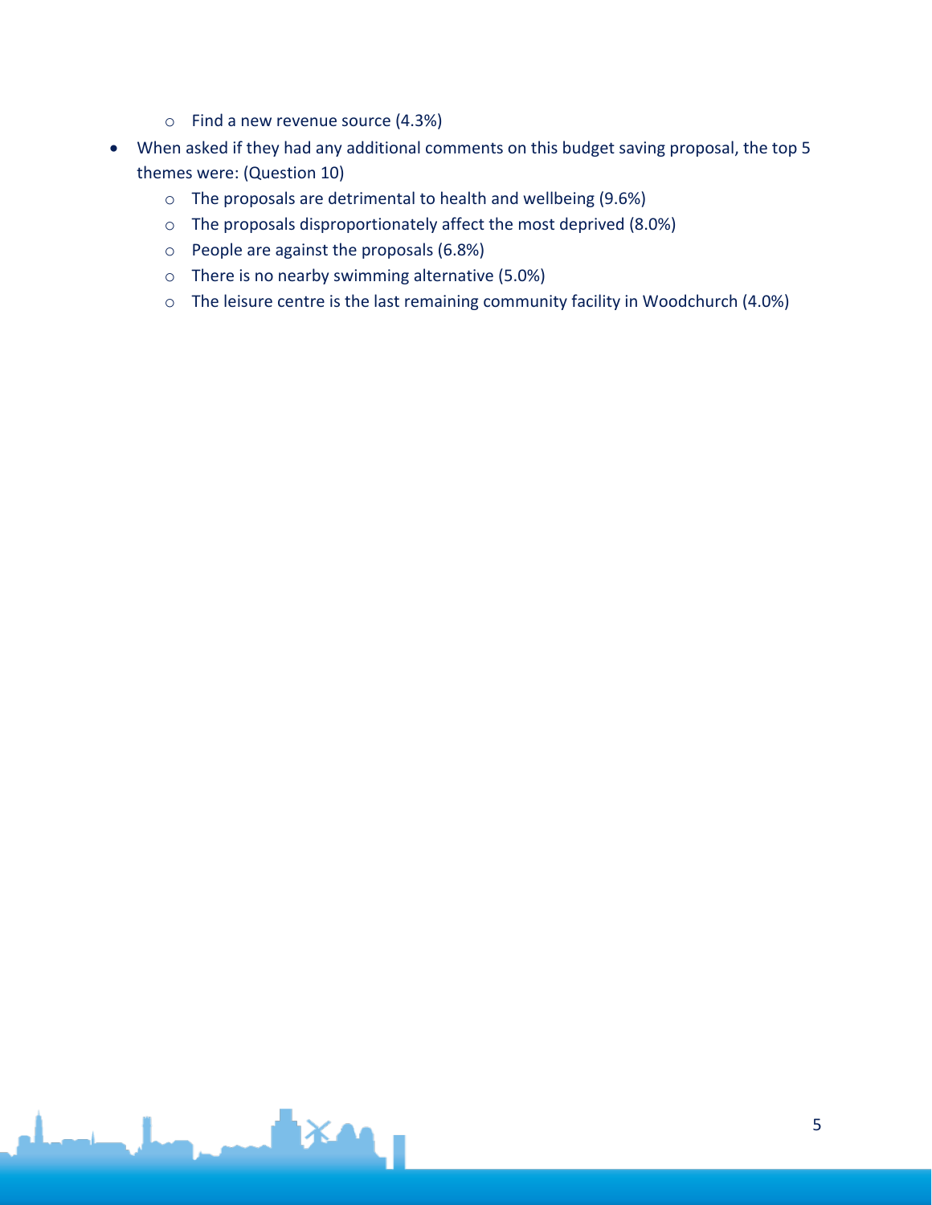- Find a new revenue source (4.3%)
- When asked if they had any additional comments on this budget saving proposal, the top 5 themes were: (Question 10)
    - The proposals are detrimental to health and wellbeing (9.6%)
    - The proposals disproportionately affect the most deprived (8.0%)
    - People are against the proposals (6.8%)
    - There is no nearby swimming alternative (5.0%)
    - The leisure centre is the last remaining community facility in Woodchurch (4.0%)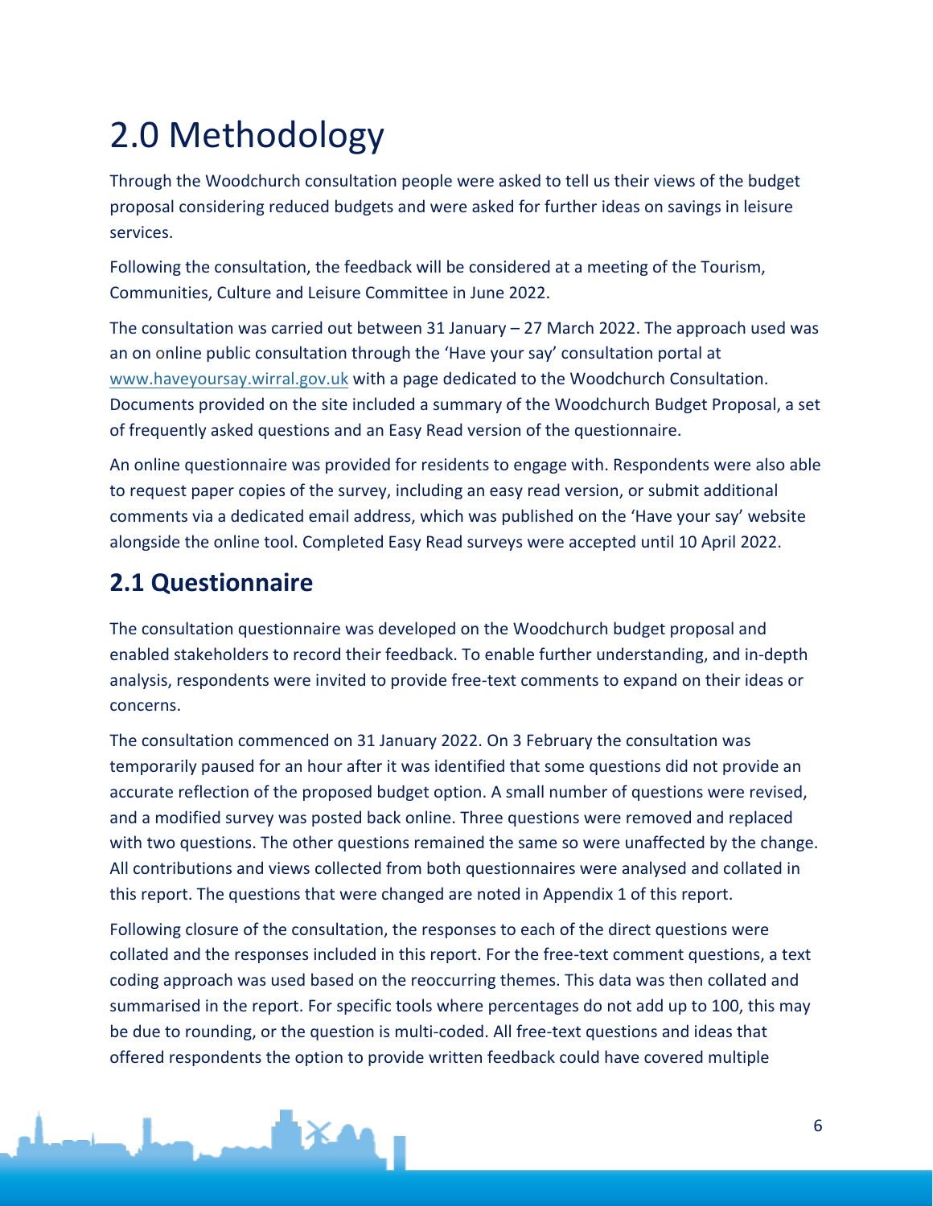# 2.0 Methodology

Through the Woodchurch consultation people were asked to tell us their views of the budget proposal considering reduced budgets and were asked for further ideas on savings in leisure services.

Following the consultation, the feedback will be considered at a meeting of the Tourism, Communities, Culture and Leisure Committee in June 2022.

The consultation was carried out between 31 January – 27 March 2022. The approach used was an on online public consultation through the 'Have your say' consultation portal at www.haveyoursay.wirral.gov.uk with a page dedicated to the Woodchurch Consultation. Documents provided on the site included a summary of the Woodchurch Budget Proposal, a set of frequently asked questions and an Easy Read version of the questionnaire.

An online questionnaire was provided for residents to engage with. Respondents were also able to request paper copies of the survey, including an easy read version, or submit additional comments via a dedicated email address, which was published on the 'Have your say' website alongside the online tool. Completed Easy Read surveys were accepted until 10 April 2022.

## 2.1 Questionnaire

The consultation questionnaire was developed on the Woodchurch budget proposal and enabled stakeholders to record their feedback. To enable further understanding, and in-depth analysis, respondents were invited to provide free-text comments to expand on their ideas or concerns.

The consultation commenced on 31 January 2022. On 3 February the consultation was temporarily paused for an hour after it was identified that some questions did not provide an accurate reflection of the proposed budget option. A small number of questions were revised, and a modified survey was posted back online. Three questions were removed and replaced with two questions. The other questions remained the same so were unaffected by the change. All contributions and views collected from both questionnaires were analysed and collated in this report. The questions that were changed are noted in Appendix 1 of this report.

Following closure of the consultation, the responses to each of the direct questions were collated and the responses included in this report. For the free-text comment questions, a text coding approach was used based on the reoccurring themes. This data was then collated and summarised in the report. For specific tools where percentages do not add up to 100, this may be due to rounding, or the question is multi-coded. All free-text questions and ideas that offered respondents the option to provide written feedback could have covered multiple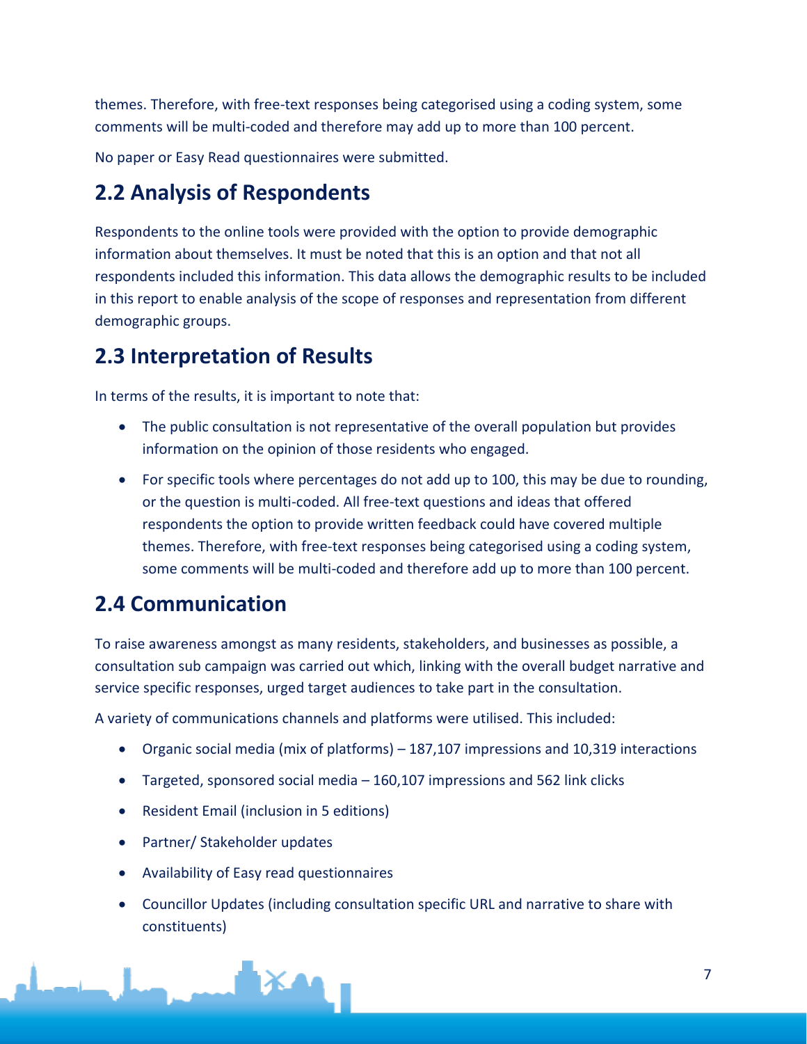themes. Therefore, with free-text responses being categorised using a coding system, some comments will be multi-coded and therefore may add up to more than 100 percent.

No paper or Easy Read questionnaires were submitted.

## 2.2 Analysis of Respondents

Respondents to the online tools were provided with the option to provide demographic information about themselves. It must be noted that this is an option and that not all respondents included this information. This data allows the demographic results to be included in this report to enable analysis of the scope of responses and representation from different demographic groups.

## 2.3 Interpretation of Results

In terms of the results, it is important to note that:

- The public consultation is not representative of the overall population but provides information on the opinion of those residents who engaged.
- For specific tools where percentages do not add up to 100, this may be due to rounding, or the question is multi-coded. All free-text questions and ideas that offered respondents the option to provide written feedback could have covered multiple themes. Therefore, with free-text responses being categorised using a coding system, some comments will be multi-coded and therefore add up to more than 100 percent.

## 2.4 Communication

To raise awareness amongst as many residents, stakeholders, and businesses as possible, a consultation sub campaign was carried out which, linking with the overall budget narrative and service specific responses, urged target audiences to take part in the consultation.

A variety of communications channels and platforms were utilised. This included:

- Organic social media (mix of platforms) – 187,107 impressions and 10,319 interactions
- Targeted, sponsored social media – 160,107 impressions and 562 link clicks
- Resident Email (inclusion in 5 editions)
- Partner/ Stakeholder updates
- Availability of Easy read questionnaires
- Councillor Updates (including consultation specific URL and narrative to share with constituents)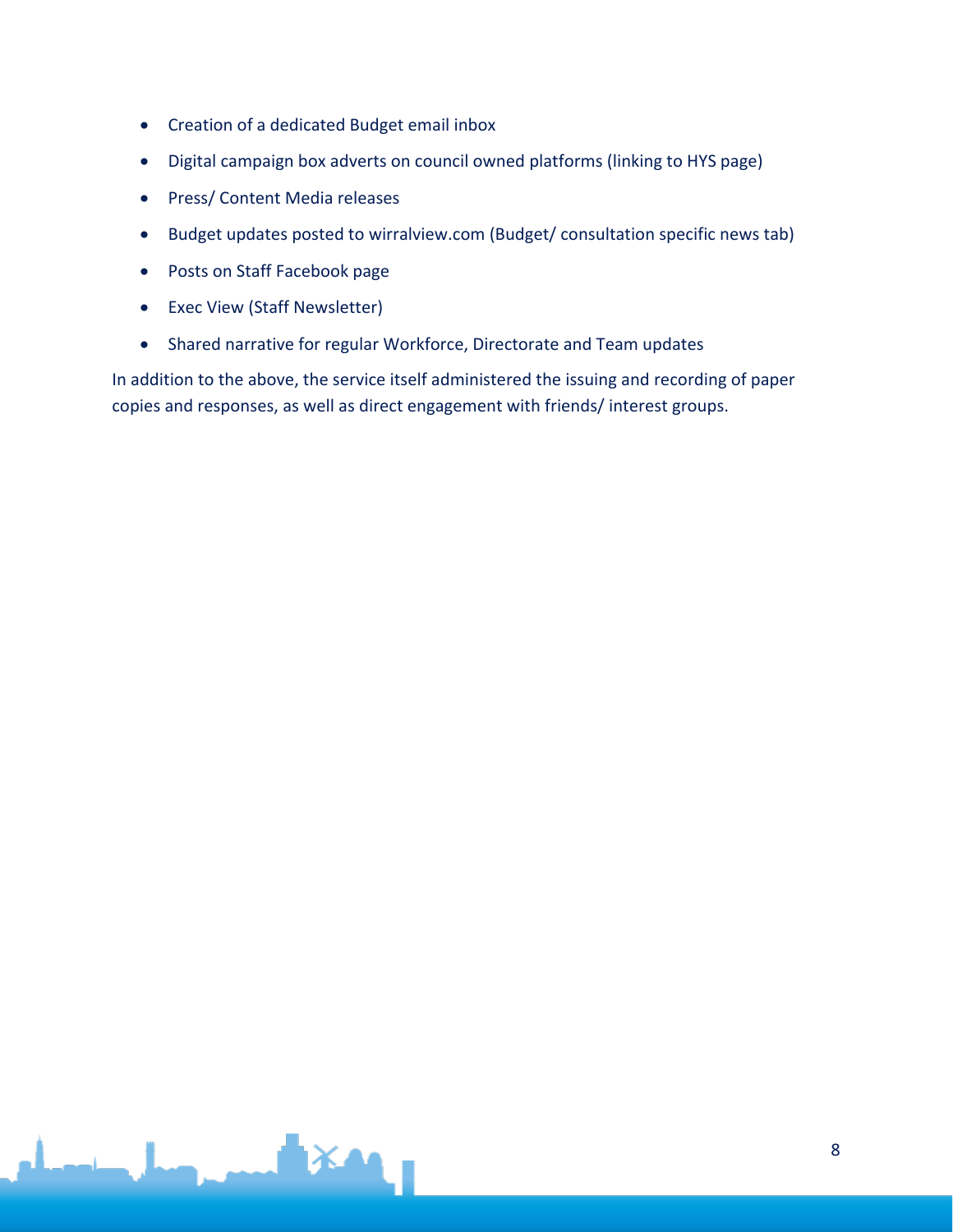- Creation of a dedicated Budget email inbox
- Digital campaign box adverts on council owned platforms (linking to HYS page)
- Press/ Content Media releases
- Budget updates posted to wirralview.com (Budget/ consultation specific news tab)
- Posts on Staff Facebook page
- Exec View (Staff Newsletter)
- Shared narrative for regular Workforce, Directorate and Team updates

In addition to the above, the service itself administered the issuing and recording of paper copies and responses, as well as direct engagement with friends/ interest groups.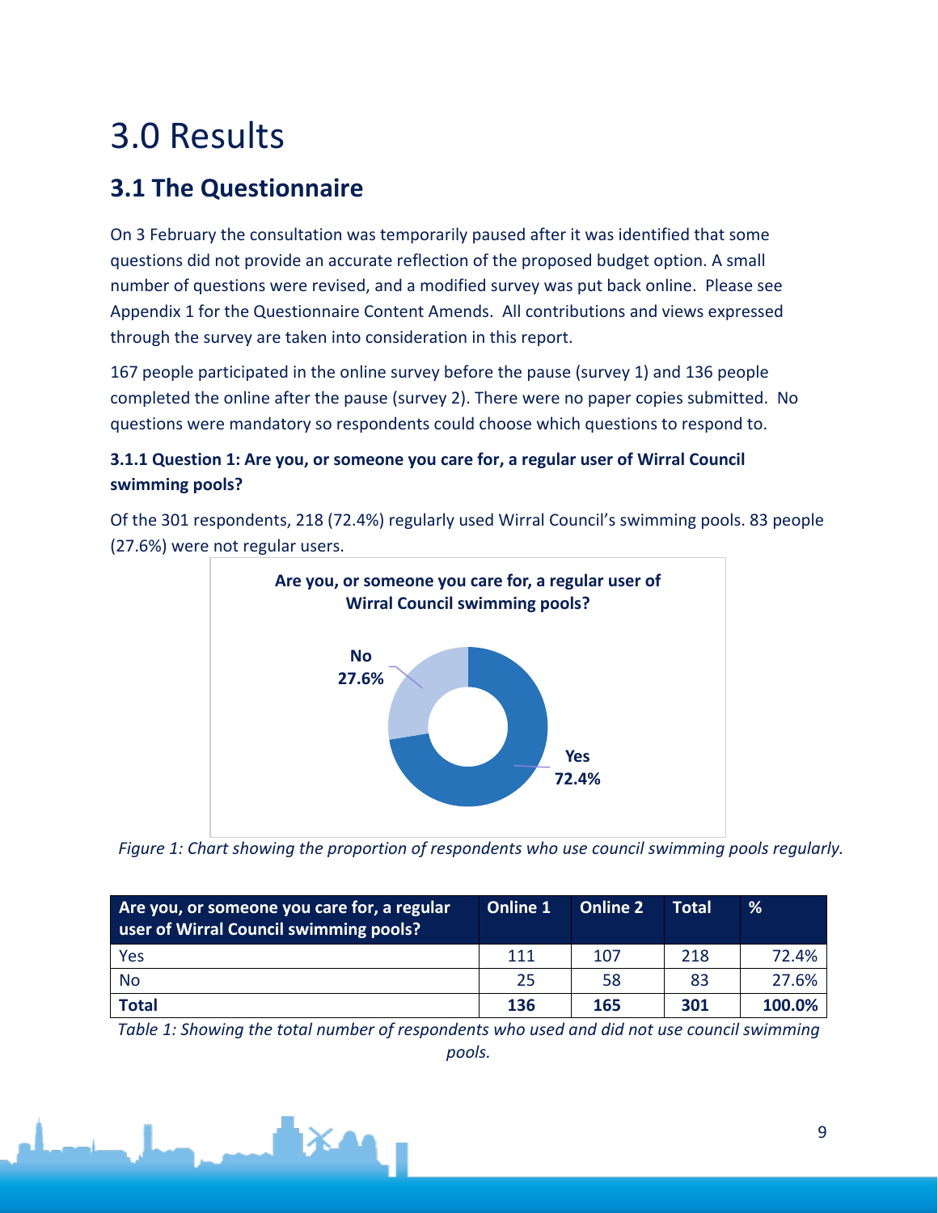# 3.0 Results

## 3.1 The Questionnaire

On 3 February the consultation was temporarily paused after it was identified that some questions did not provide an accurate reflection of the proposed budget option. A small number of questions were revised, and a modified survey was put back online. Please see Appendix 1 for the Questionnaire Content Amends. All contributions and views expressed through the survey are taken into consideration in this report.

167 people participated in the online survey before the pause (survey 1) and 136 people completed the online after the pause (survey 2). There were no paper copies submitted. No questions were mandatory so respondents could choose which questions to respond to.

### 3.1.1 Question 1: Are you, or someone you care for, a regular user of Wirral Council swimming pools?

Of the 301 respondents, 218 (72.4%) regularly used Wirral Council's swimming pools. 83 people (27.6%) were not regular users.

**Are you, or someone you care for, a regular user of Wirral Council swimming pools?**

No 27.6%

Yes 72.4%

*Figure 1: Chart showing the proportion of respondents who use council swimming pools regularly.*

| Are you, or someone you care for, a regular user of Wirral Council swimming pools? | Online 1 | Online 2 | Total | % |
|---|---|---|---|---|
| Yes | 111 | 107 | 218 | 72.4% |
| No | 25 | 58 | 83 | 27.6% |
| **Total** | **136** | **165** | **301** | **100.0%** |

*Table 1: Showing the total number of respondents who used and did not use council swimming pools.*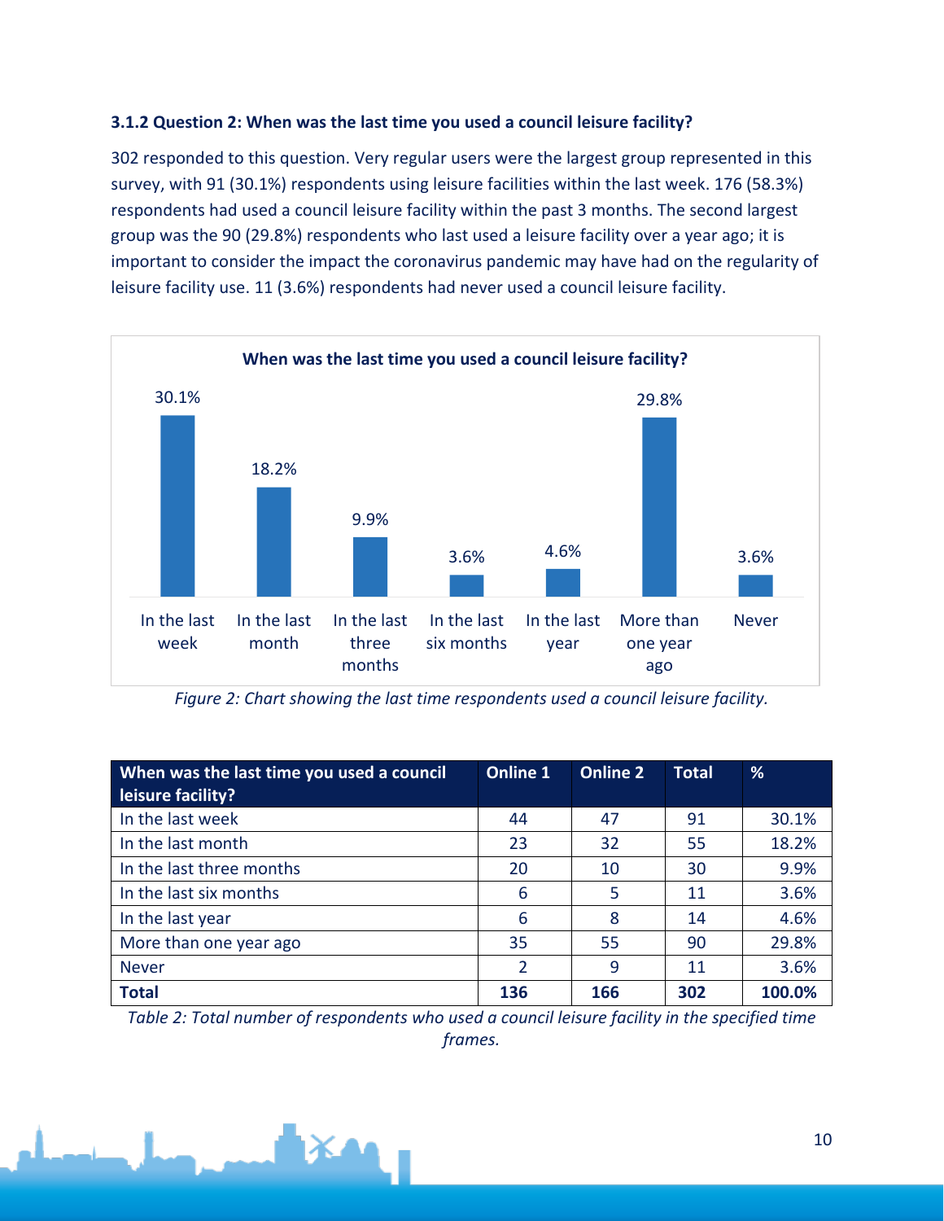### 3.1.2 Question 2: When was the last time you used a council leisure facility?

302 responded to this question. Very regular users were the largest group represented in this survey, with 91 (30.1%) respondents using leisure facilities within the last week. 176 (58.3%) respondents had used a council leisure facility within the past 3 months. The second largest group was the 90 (29.8%) respondents who last used a leisure facility over a year ago; it is important to consider the impact the coronavirus pandemic may have had on the regularity of leisure facility use. 11 (3.6%) respondents had never used a council leisure facility.

**When was the last time you used a council leisure facility?**

| In the last week | In the last month | In the last three months | In the last six months | In the last year | More than one year ago | Never |
|---|---|---|---|---|---|---|
| 30.1% | 18.2% | 9.9% | 3.6% | 4.6% | 29.8% | 3.6% |

*Figure 2: Chart showing the last time respondents used a council leisure facility.*

| When was the last time you used a council leisure facility? | Online 1 | Online 2 | Total | % |
|---|---|---|---|---|
| In the last week | 44 | 47 | 91 | 30.1% |
| In the last month | 23 | 32 | 55 | 18.2% |
| In the last three months | 20 | 10 | 30 | 9.9% |
| In the last six months | 6 | 5 | 11 | 3.6% |
| In the last year | 6 | 8 | 14 | 4.6% |
| More than one year ago | 35 | 55 | 90 | 29.8% |
| Never | 2 | 9 | 11 | 3.6% |
| **Total** | **136** | **166** | **302** | **100.0%** |

*Table 2: Total number of respondents who used a council leisure facility in the specified time frames.*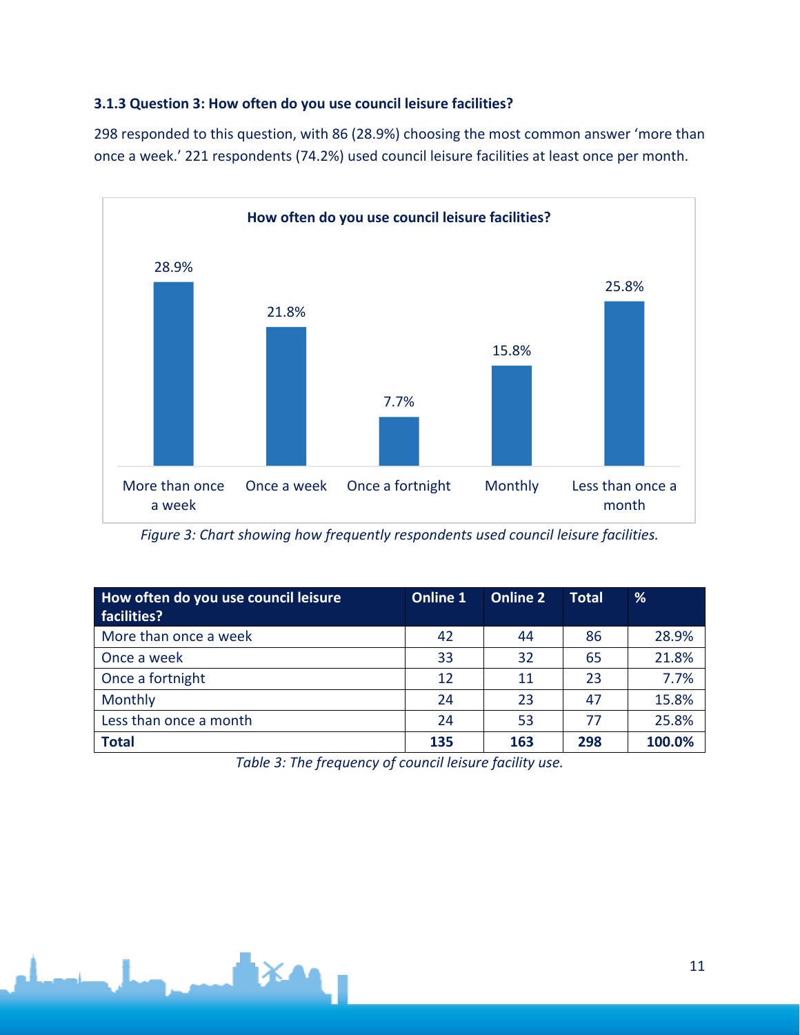### 3.1.3 Question 3: How often do you use council leisure facilities?

298 responded to this question, with 86 (28.9%) choosing the most common answer 'more than once a week.' 221 respondents (74.2%) used council leisure facilities at least once per month.

*Figure 3: Chart showing how frequently respondents used council leisure facilities.*

| How often do you use council leisure facilities? | Online 1 | Online 2 | Total | % |
|---|---|---|---|---|
| More than once a week | 42 | 44 | 86 | 28.9% |
| Once a week | 33 | 32 | 65 | 21.8% |
| Once a fortnight | 12 | 11 | 23 | 7.7% |
| Monthly | 24 | 23 | 47 | 15.8% |
| Less than once a month | 24 | 53 | 77 | 25.8% |
| **Total** | **135** | **163** | **298** | **100.0%** |

*Table 3: The frequency of council leisure facility use.*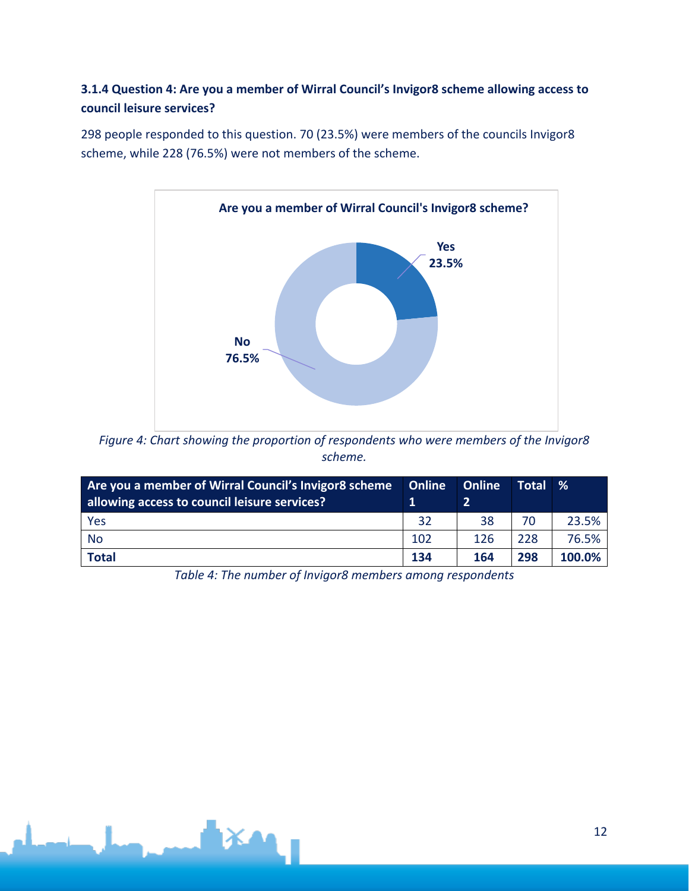### 3.1.4 Question 4: Are you a member of Wirral Council's Invigor8 scheme allowing access to council leisure services?

298 people responded to this question. 70 (23.5%) were members of the councils Invigor8 scheme, while 228 (76.5%) were not members of the scheme.

*Figure 4: Chart showing the proportion of respondents who were members of the Invigor8 scheme.*

| Are you a member of Wirral Council's Invigor8 scheme allowing access to council leisure services? | Online 1 | Online 2 | Total | % |
| --- | --- | --- | --- | --- |
| Yes | 32 | 38 | 70 | 23.5% |
| No | 102 | 126 | 228 | 76.5% |
| **Total** | **134** | **164** | **298** | **100.0%** |

*Table 4: The number of Invigor8 members among respondents*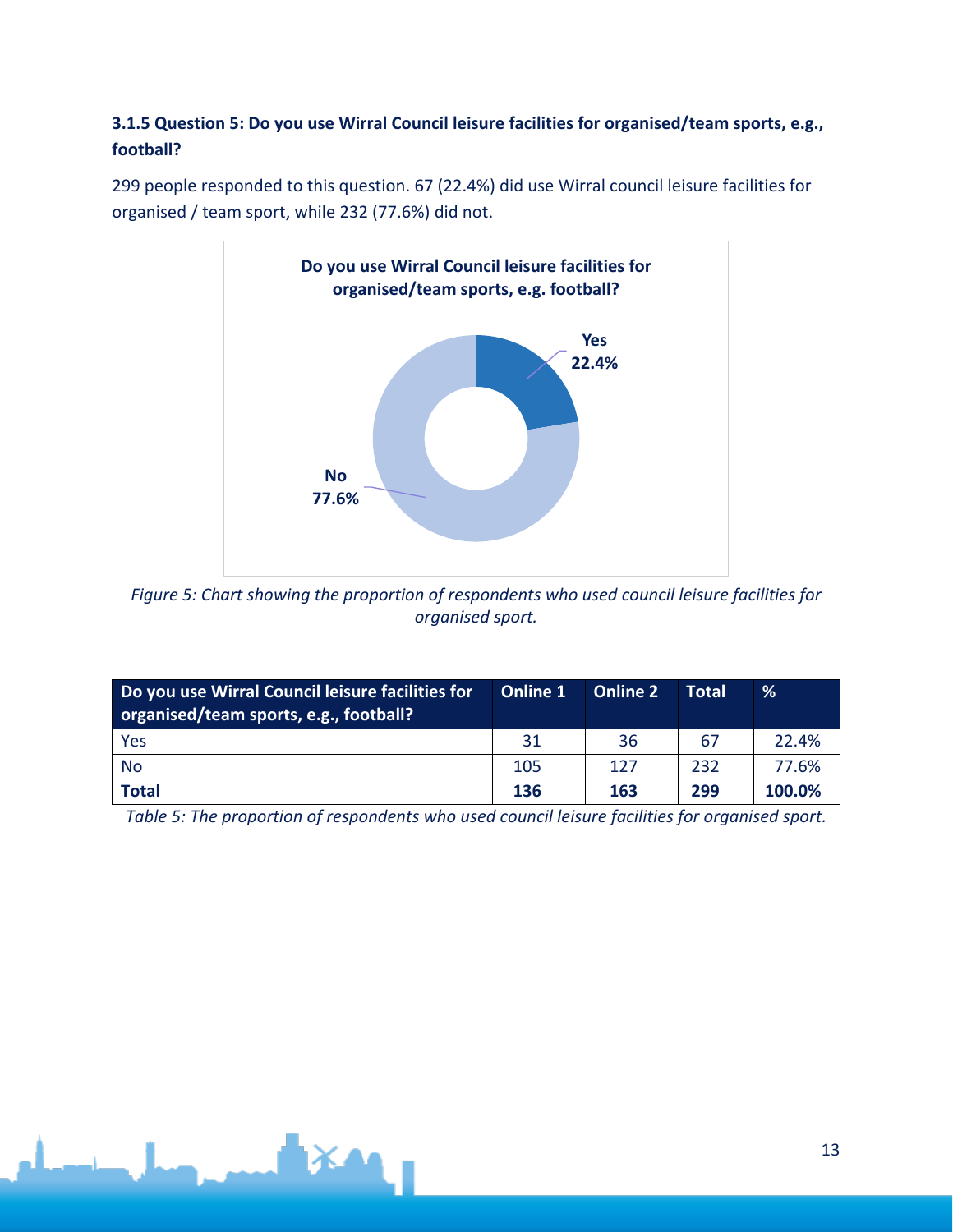### 3.1.5 Question 5: Do you use Wirral Council leisure facilities for organised/team sports, e.g., football?

299 people responded to this question. 67 (22.4%) did use Wirral council leisure facilities for organised / team sport, while 232 (77.6%) did not.

*Figure 5: Chart showing the proportion of respondents who used council leisure facilities for organised sport.*

| Do you use Wirral Council leisure facilities for organised/team sports, e.g., football? | Online 1 | Online 2 | Total | % |
|---|---|---|---|---|
| Yes | 31 | 36 | 67 | 22.4% |
| No | 105 | 127 | 232 | 77.6% |
| **Total** | **136** | **163** | **299** | **100.0%** |

*Table 5: The proportion of respondents who used council leisure facilities for organised sport.*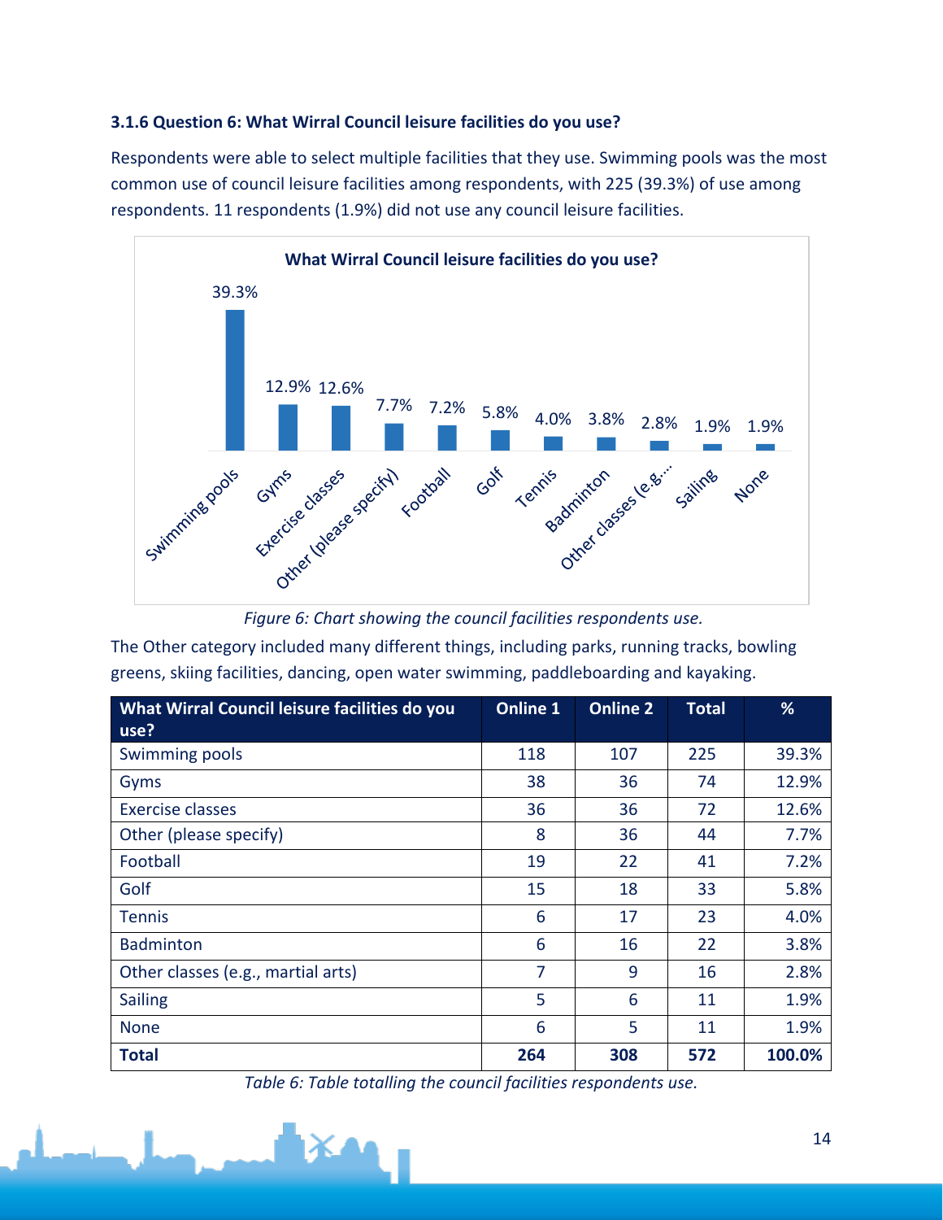### 3.1.6 Question 6: What Wirral Council leisure facilities do you use?

Respondents were able to select multiple facilities that they use. Swimming pools was the most common use of council leisure facilities among respondents, with 225 (39.3%) of use among respondents. 11 respondents (1.9%) did not use any council leisure facilities.

*Figure 6: Chart showing the council facilities respondents use.*

The Other category included many different things, including parks, running tracks, bowling greens, skiing facilities, dancing, open water swimming, paddleboarding and kayaking.

| What Wirral Council leisure facilities do you use? | Online 1 | Online 2 | Total | % |
|---|---|---|---|---|
| Swimming pools | 118 | 107 | 225 | 39.3% |
| Gyms | 38 | 36 | 74 | 12.9% |
| Exercise classes | 36 | 36 | 72 | 12.6% |
| Other (please specify) | 8 | 36 | 44 | 7.7% |
| Football | 19 | 22 | 41 | 7.2% |
| Golf | 15 | 18 | 33 | 5.8% |
| Tennis | 6 | 17 | 23 | 4.0% |
| Badminton | 6 | 16 | 22 | 3.8% |
| Other classes (e.g., martial arts) | 7 | 9 | 16 | 2.8% |
| Sailing | 5 | 6 | 11 | 1.9% |
| None | 6 | 5 | 11 | 1.9% |
| **Total** | **264** | **308** | **572** | **100.0%** |

*Table 6: Table totalling the council facilities respondents use.*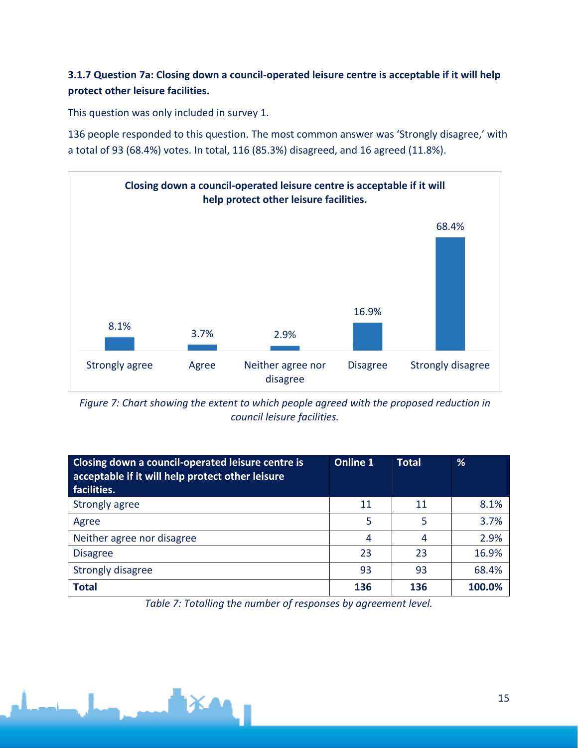### 3.1.7 Question 7a: Closing down a council-operated leisure centre is acceptable if it will help protect other leisure facilities.

This question was only included in survey 1.

136 people responded to this question. The most common answer was 'Strongly disagree,' with a total of 93 (68.4%) votes. In total, 116 (85.3%) disagreed, and 16 agreed (11.8%).

**Closing down a council-operated leisure centre is acceptable if it will help protect other leisure facilities.**

| Response | % |
| --- | --- |
| Strongly agree | 8.1% |
| Agree | 3.7% |
| Neither agree nor disagree | 2.9% |
| Disagree | 16.9% |
| Strongly disagree | 68.4% |

*Figure 7: Chart showing the extent to which people agreed with the proposed reduction in council leisure facilities.*

| Closing down a council-operated leisure centre is acceptable if it will help protect other leisure facilities. | Online 1 | Total | % |
| --- | --- | --- | --- |
| Strongly agree | 11 | 11 | 8.1% |
| Agree | 5 | 5 | 3.7% |
| Neither agree nor disagree | 4 | 4 | 2.9% |
| Disagree | 23 | 23 | 16.9% |
| Strongly disagree | 93 | 93 | 68.4% |
| **Total** | **136** | **136** | **100.0%** |

*Table 7: Totalling the number of responses by agreement level.*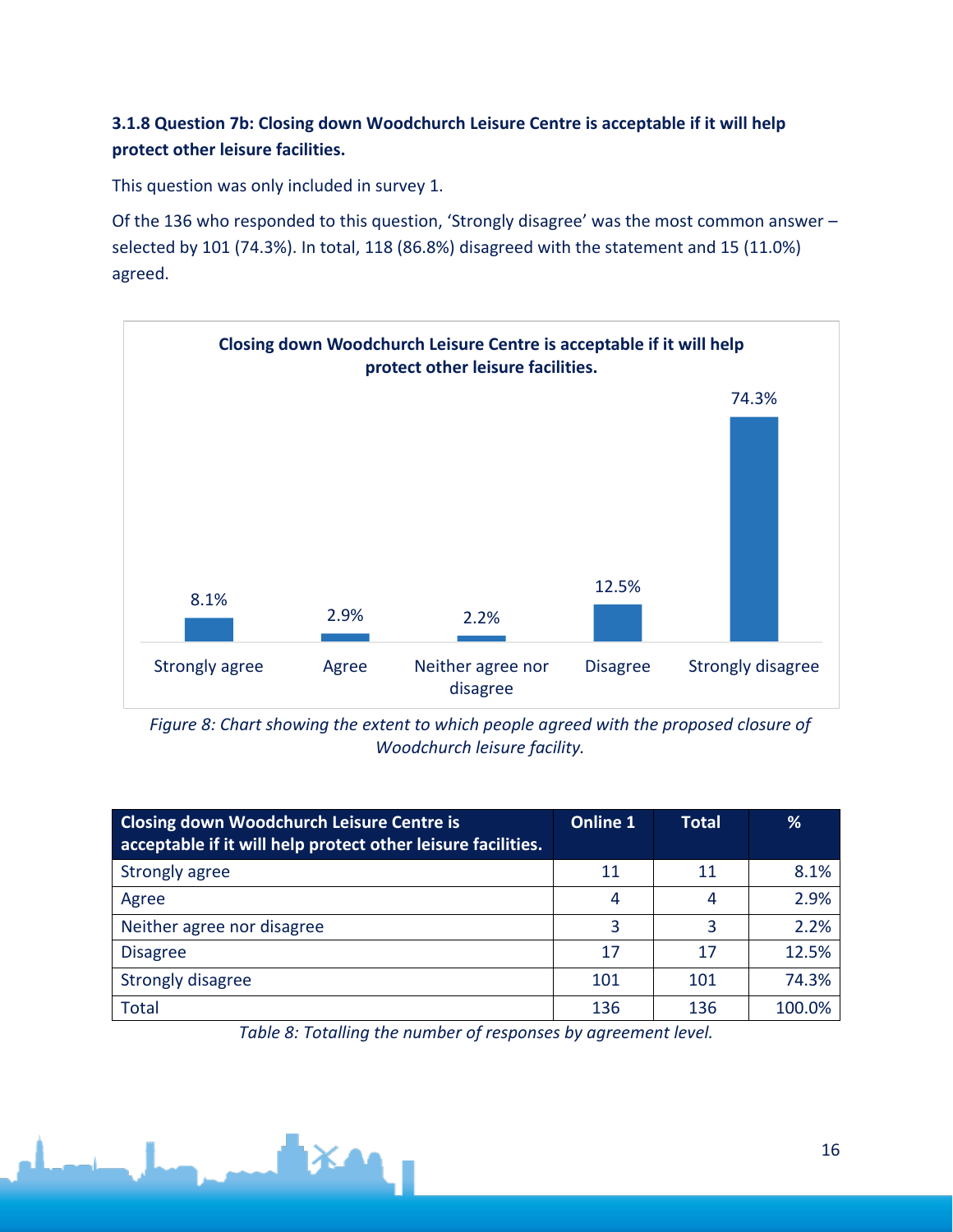### 3.1.8 Question 7b: Closing down Woodchurch Leisure Centre is acceptable if it will help protect other leisure facilities.

This question was only included in survey 1.

Of the 136 who responded to this question, 'Strongly disagree' was the most common answer – selected by 101 (74.3%). In total, 118 (86.8%) disagreed with the statement and 15 (11.0%) agreed.

**Closing down Woodchurch Leisure Centre is acceptable if it will help protect other leisure facilities.**

| Response | % |
|---|---|
| Strongly agree | 8.1% |
| Agree | 2.9% |
| Neither agree nor disagree | 2.2% |
| Disagree | 12.5% |
| Strongly disagree | 74.3% |

*Figure 8: Chart showing the extent to which people agreed with the proposed closure of Woodchurch leisure facility.*

| Closing down Woodchurch Leisure Centre is acceptable if it will help protect other leisure facilities. | Online 1 | Total | % |
|---|---|---|---|
| Strongly agree | 11 | 11 | 8.1% |
| Agree | 4 | 4 | 2.9% |
| Neither agree nor disagree | 3 | 3 | 2.2% |
| Disagree | 17 | 17 | 12.5% |
| Strongly disagree | 101 | 101 | 74.3% |
| Total | 136 | 136 | 100.0% |

*Table 8: Totalling the number of responses by agreement level.*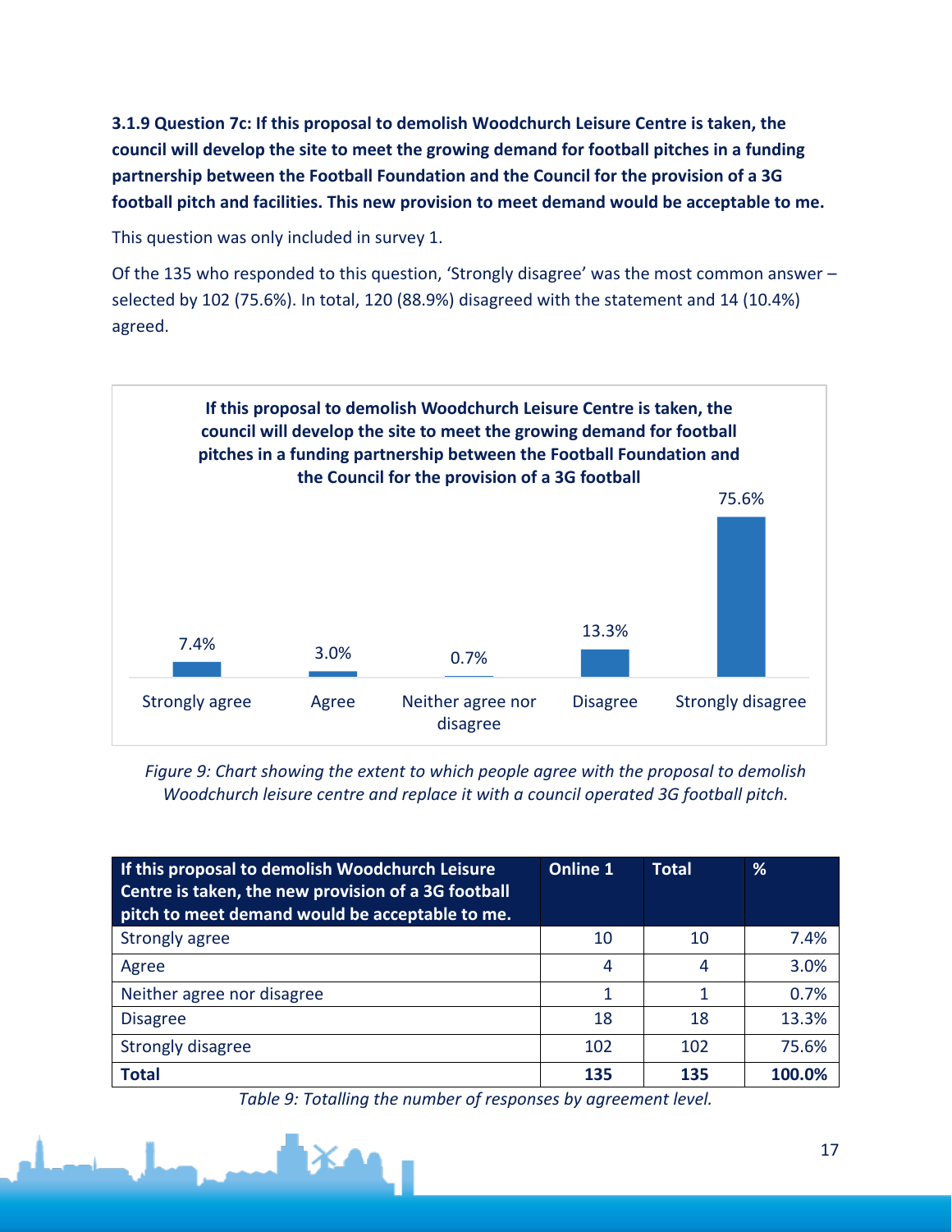### 3.1.9 Question 7c: If this proposal to demolish Woodchurch Leisure Centre is taken, the council will develop the site to meet the growing demand for football pitches in a funding partnership between the Football Foundation and the Council for the provision of a 3G football pitch and facilities. This new provision to meet demand would be acceptable to me.

This question was only included in survey 1.

Of the 135 who responded to this question, 'Strongly disagree' was the most common answer – selected by 102 (75.6%). In total, 120 (88.9%) disagreed with the statement and 14 (10.4%) agreed.

**If this proposal to demolish Woodchurch Leisure Centre is taken, the council will develop the site to meet the growing demand for football pitches in a funding partnership between the Football Foundation and the Council for the provision of a 3G football**

| Response | % |
|---|---|
| Strongly agree | 7.4% |
| Agree | 3.0% |
| Neither agree nor disagree | 0.7% |
| Disagree | 13.3% |
| Strongly disagree | 75.6% |

*Figure 9: Chart showing the extent to which people agree with the proposal to demolish Woodchurch leisure centre and replace it with a council operated 3G football pitch.*

| If this proposal to demolish Woodchurch Leisure Centre is taken, the new provision of a 3G football pitch to meet demand would be acceptable to me. | Online 1 | Total | % |
|---|---|---|---|
| Strongly agree | 10 | 10 | 7.4% |
| Agree | 4 | 4 | 3.0% |
| Neither agree nor disagree | 1 | 1 | 0.7% |
| Disagree | 18 | 18 | 13.3% |
| Strongly disagree | 102 | 102 | 75.6% |
| **Total** | **135** | **135** | **100.0%** |

*Table 9: Totalling the number of responses by agreement level.*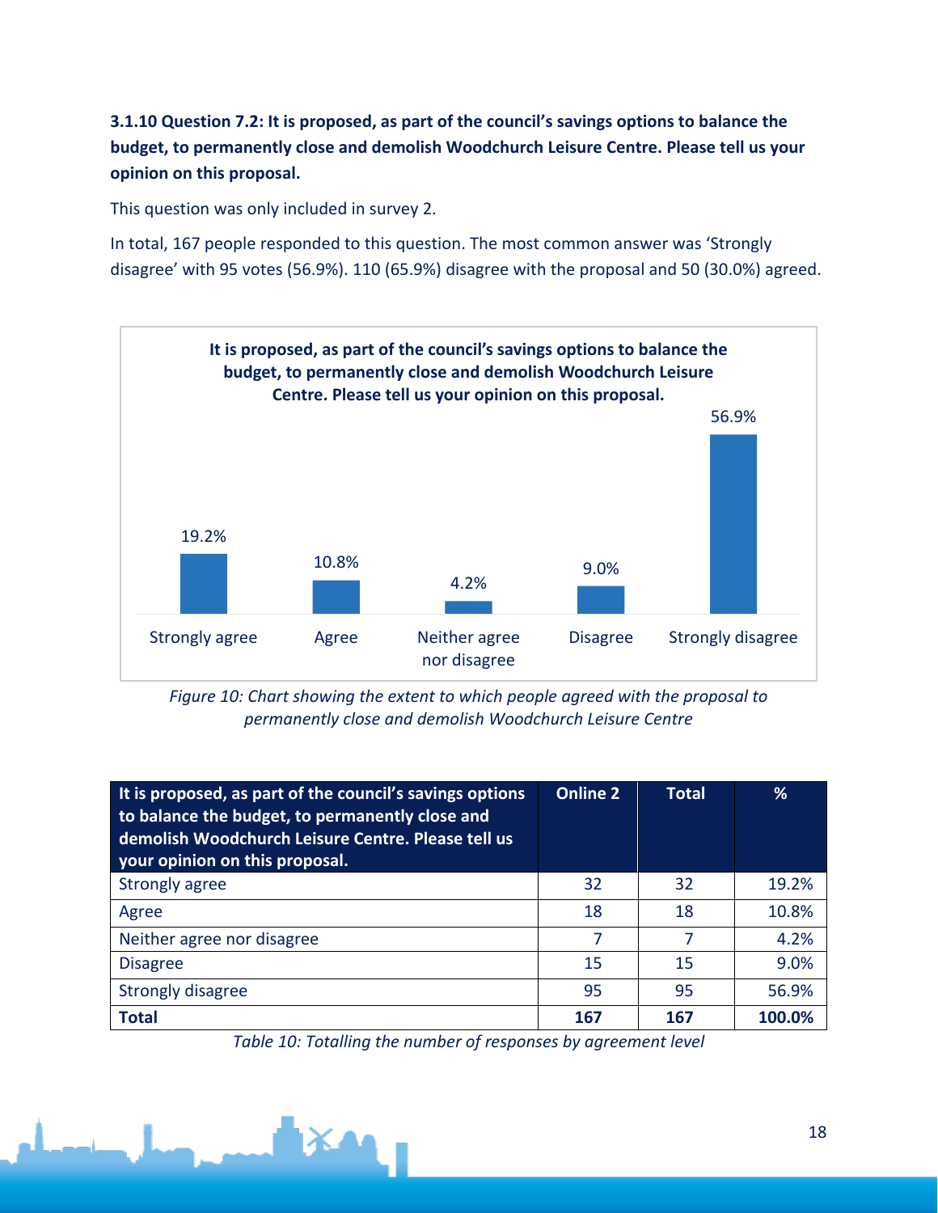### 3.1.10 Question 7.2: It is proposed, as part of the council's savings options to balance the budget, to permanently close and demolish Woodchurch Leisure Centre. Please tell us your opinion on this proposal.

This question was only included in survey 2.

In total, 167 people responded to this question. The most common answer was 'Strongly disagree' with 95 votes (56.9%). 110 (65.9%) disagree with the proposal and 50 (30.0%) agreed.

**It is proposed, as part of the council's savings options to balance the budget, to permanently close and demolish Woodchurch Leisure Centre. Please tell us your opinion on this proposal.**

| Response | % |
|---|---|
| Strongly agree | 19.2% |
| Agree | 10.8% |
| Neither agree nor disagree | 4.2% |
| Disagree | 9.0% |
| Strongly disagree | 56.9% |

*Figure 10: Chart showing the extent to which people agreed with the proposal to permanently close and demolish Woodchurch Leisure Centre*

| It is proposed, as part of the council's savings options to balance the budget, to permanently close and demolish Woodchurch Leisure Centre. Please tell us your opinion on this proposal. | Online 2 | Total | % |
|---|---|---|---|
| Strongly agree | 32 | 32 | 19.2% |
| Agree | 18 | 18 | 10.8% |
| Neither agree nor disagree | 7 | 7 | 4.2% |
| Disagree | 15 | 15 | 9.0% |
| Strongly disagree | 95 | 95 | 56.9% |
| **Total** | **167** | **167** | **100.0%** |

*Table 10: Totalling the number of responses by agreement level*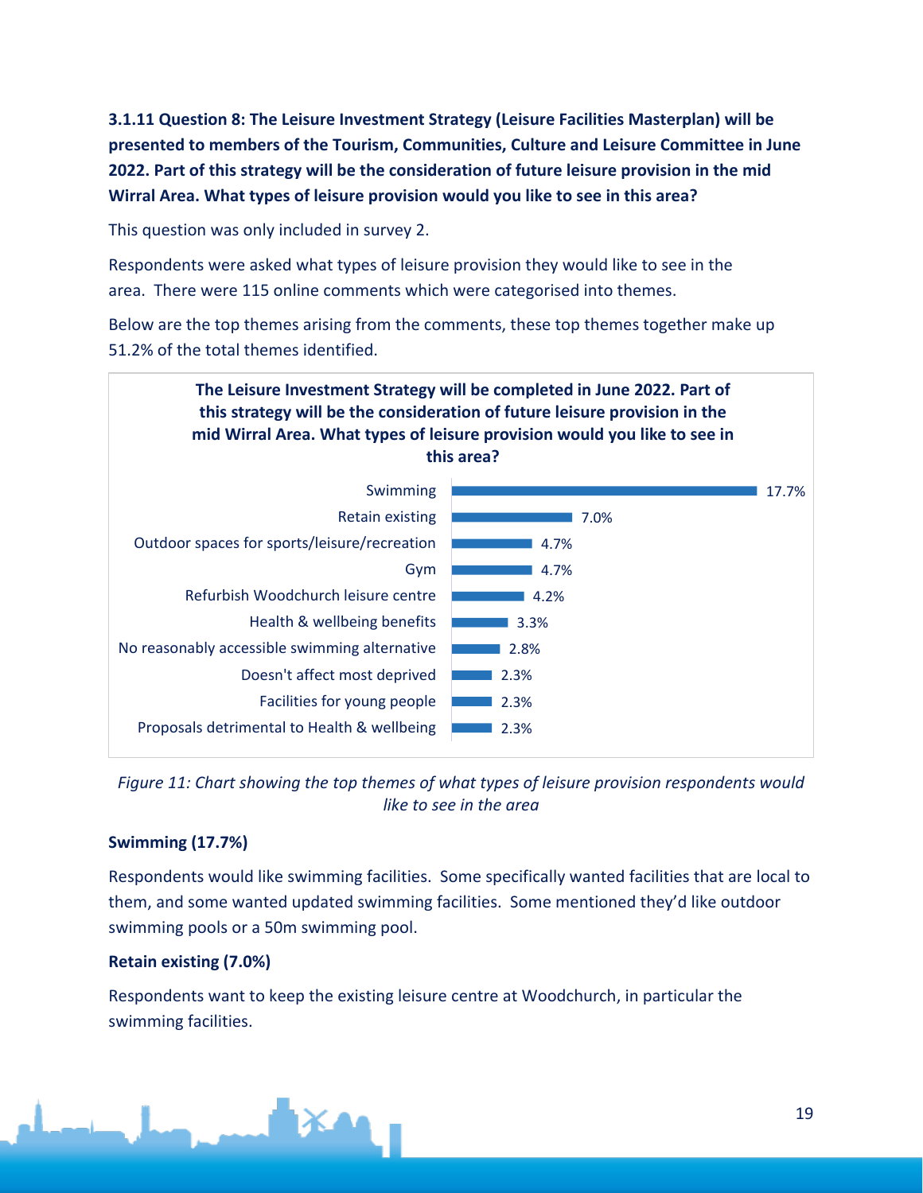### 3.1.11 Question 8: The Leisure Investment Strategy (Leisure Facilities Masterplan) will be presented to members of the Tourism, Communities, Culture and Leisure Committee in June 2022. Part of this strategy will be the consideration of future leisure provision in the mid Wirral Area. What types of leisure provision would you like to see in this area?

This question was only included in survey 2.

Respondents were asked what types of leisure provision they would like to see in the area. There were 115 online comments which were categorised into themes.

Below are the top themes arising from the comments, these top themes together make up 51.2% of the total themes identified.

**The Leisure Investment Strategy will be completed in June 2022. Part of this strategy will be the consideration of future leisure provision in the mid Wirral Area. What types of leisure provision would you like to see in this area?**

| Theme | Percentage |
| --- | --- |
| Swimming | 17.7% |
| Retain existing | 7.0% |
| Outdoor spaces for sports/leisure/recreation | 4.7% |
| Gym | 4.7% |
| Refurbish Woodchurch leisure centre | 4.2% |
| Health & wellbeing benefits | 3.3% |
| No reasonably accessible swimming alternative | 2.8% |
| Doesn't affect most deprived | 2.3% |
| Facilities for young people | 2.3% |
| Proposals detrimental to Health & wellbeing | 2.3% |

*Figure 11: Chart showing the top themes of what types of leisure provision respondents would like to see in the area*

**Swimming (17.7%)**

Respondents would like swimming facilities. Some specifically wanted facilities that are local to them, and some wanted updated swimming facilities. Some mentioned they'd like outdoor swimming pools or a 50m swimming pool.

**Retain existing (7.0%)**

Respondents want to keep the existing leisure centre at Woodchurch, in particular the swimming facilities.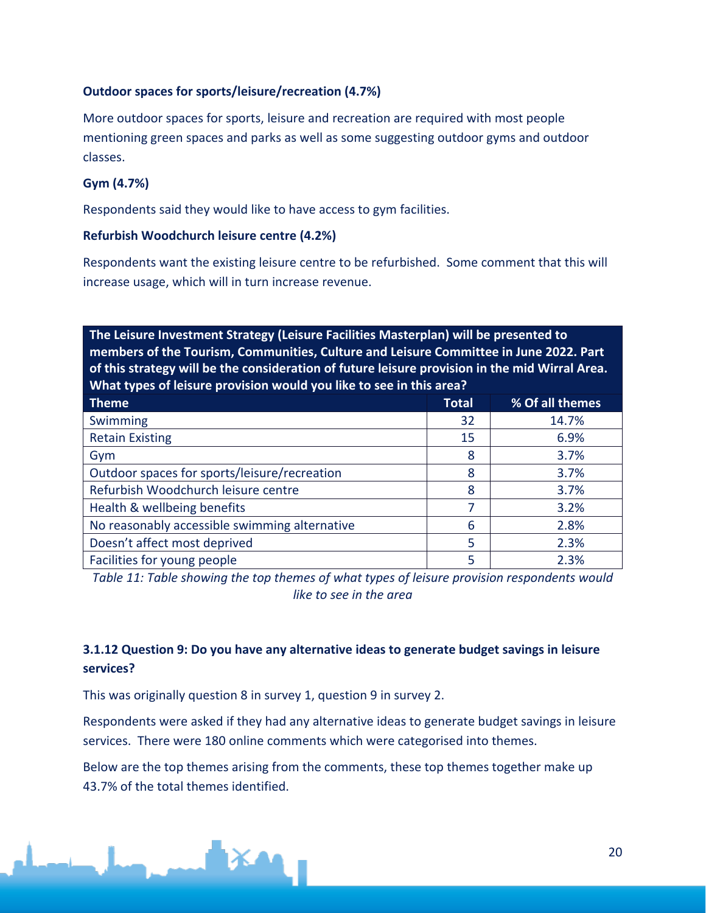**Outdoor spaces for sports/leisure/recreation (4.7%)**

More outdoor spaces for sports, leisure and recreation are required with most people mentioning green spaces and parks as well as some suggesting outdoor gyms and outdoor classes.

**Gym (4.7%)**

Respondents said they would like to have access to gym facilities.

**Refurbish Woodchurch leisure centre (4.2%)**

Respondents want the existing leisure centre to be refurbished. Some comment that this will increase usage, which will in turn increase revenue.

| The Leisure Investment Strategy (Leisure Facilities Masterplan) will be presented to members of the Tourism, Communities, Culture and Leisure Committee in June 2022. Part of this strategy will be the consideration of future leisure provision in the mid Wirral Area. What types of leisure provision would you like to see in this area? | | |
|---|---|---|
| **Theme** | **Total** | **% Of all themes** |
| Swimming | 32 | 14.7% |
| Retain Existing | 15 | 6.9% |
| Gym | 8 | 3.7% |
| Outdoor spaces for sports/leisure/recreation | 8 | 3.7% |
| Refurbish Woodchurch leisure centre | 8 | 3.7% |
| Health & wellbeing benefits | 7 | 3.2% |
| No reasonably accessible swimming alternative | 6 | 2.8% |
| Doesn't affect most deprived | 5 | 2.3% |
| Facilities for young people | 5 | 2.3% |

*Table 11: Table showing the top themes of what types of leisure provision respondents would like to see in the area*

### 3.1.12 Question 9: Do you have any alternative ideas to generate budget savings in leisure services?

This was originally question 8 in survey 1, question 9 in survey 2.

Respondents were asked if they had any alternative ideas to generate budget savings in leisure services. There were 180 online comments which were categorised into themes.

Below are the top themes arising from the comments, these top themes together make up 43.7% of the total themes identified.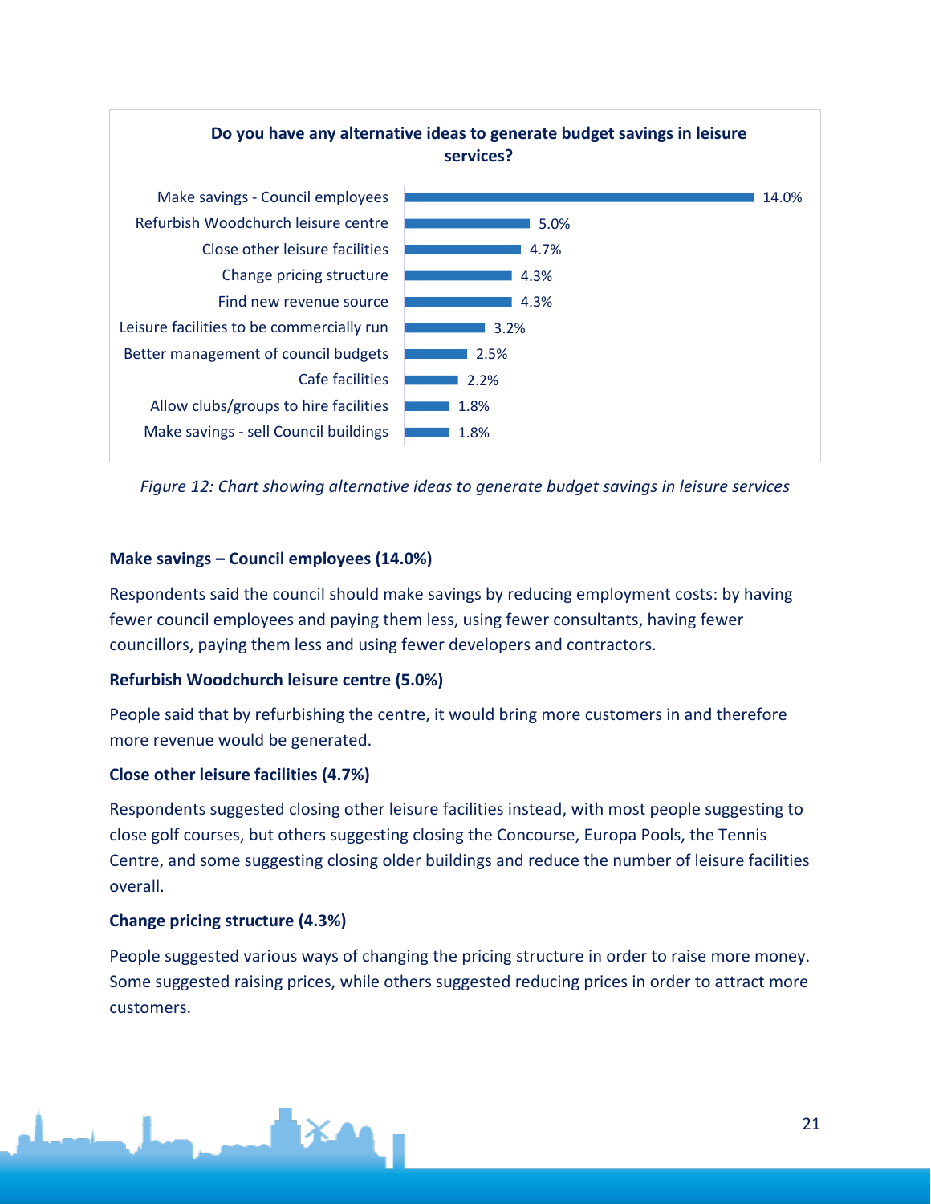**Do you have any alternative ideas to generate budget savings in leisure services?**

| Idea | Percentage |
|---|---|
| Make savings - Council employees | 14.0% |
| Refurbish Woodchurch leisure centre | 5.0% |
| Close other leisure facilities | 4.7% |
| Change pricing structure | 4.3% |
| Find new revenue source | 4.3% |
| Leisure facilities to be commercially run | 3.2% |
| Better management of council budgets | 2.5% |
| Cafe facilities | 2.2% |
| Allow clubs/groups to hire facilities | 1.8% |
| Make savings - sell Council buildings | 1.8% |

*Figure 12: Chart showing alternative ideas to generate budget savings in leisure services*

### Make savings – Council employees (14.0%)

Respondents said the council should make savings by reducing employment costs: by having fewer council employees and paying them less, using fewer consultants, having fewer councillors, paying them less and using fewer developers and contractors.

### Refurbish Woodchurch leisure centre (5.0%)

People said that by refurbishing the centre, it would bring more customers in and therefore more revenue would be generated.

### Close other leisure facilities (4.7%)

Respondents suggested closing other leisure facilities instead, with most people suggesting to close golf courses, but others suggesting closing the Concourse, Europa Pools, the Tennis Centre, and some suggesting closing older buildings and reduce the number of leisure facilities overall.

### Change pricing structure (4.3%)

People suggested various ways of changing the pricing structure in order to raise more money. Some suggested raising prices, while others suggested reducing prices in order to attract more customers.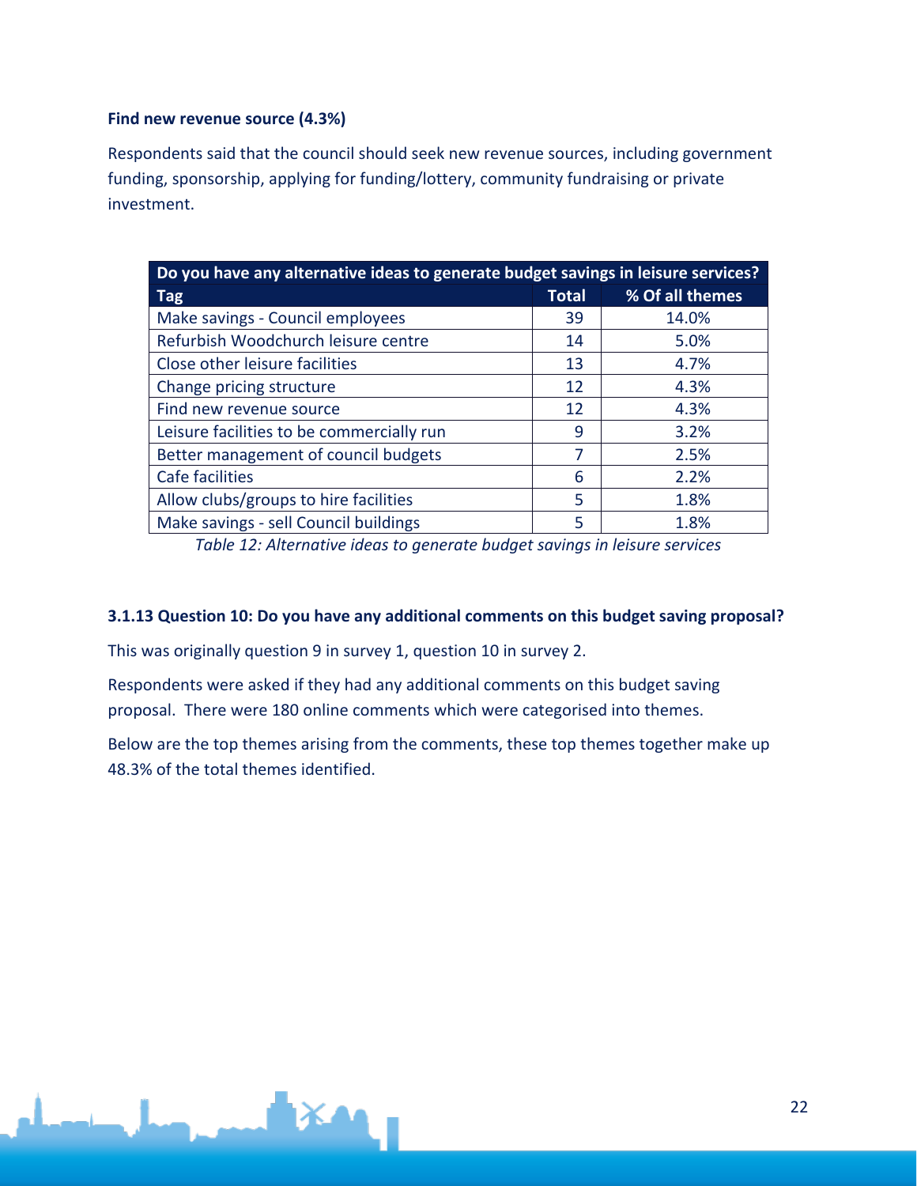**Find new revenue source (4.3%)**

Respondents said that the council should seek new revenue sources, including government funding, sponsorship, applying for funding/lottery, community fundraising or private investment.

| Do you have any alternative ideas to generate budget savings in leisure services? | | |
|---|---|---|
| **Tag** | **Total** | **% Of all themes** |
| Make savings - Council employees | 39 | 14.0% |
| Refurbish Woodchurch leisure centre | 14 | 5.0% |
| Close other leisure facilities | 13 | 4.7% |
| Change pricing structure | 12 | 4.3% |
| Find new revenue source | 12 | 4.3% |
| Leisure facilities to be commercially run | 9 | 3.2% |
| Better management of council budgets | 7 | 2.5% |
| Cafe facilities | 6 | 2.2% |
| Allow clubs/groups to hire facilities | 5 | 1.8% |
| Make savings - sell Council buildings | 5 | 1.8% |

*Table 12: Alternative ideas to generate budget savings in leisure services*

### 3.1.13 Question 10: Do you have any additional comments on this budget saving proposal?

This was originally question 9 in survey 1, question 10 in survey 2.

Respondents were asked if they had any additional comments on this budget saving proposal. There were 180 online comments which were categorised into themes.

Below are the top themes arising from the comments, these top themes together make up 48.3% of the total themes identified.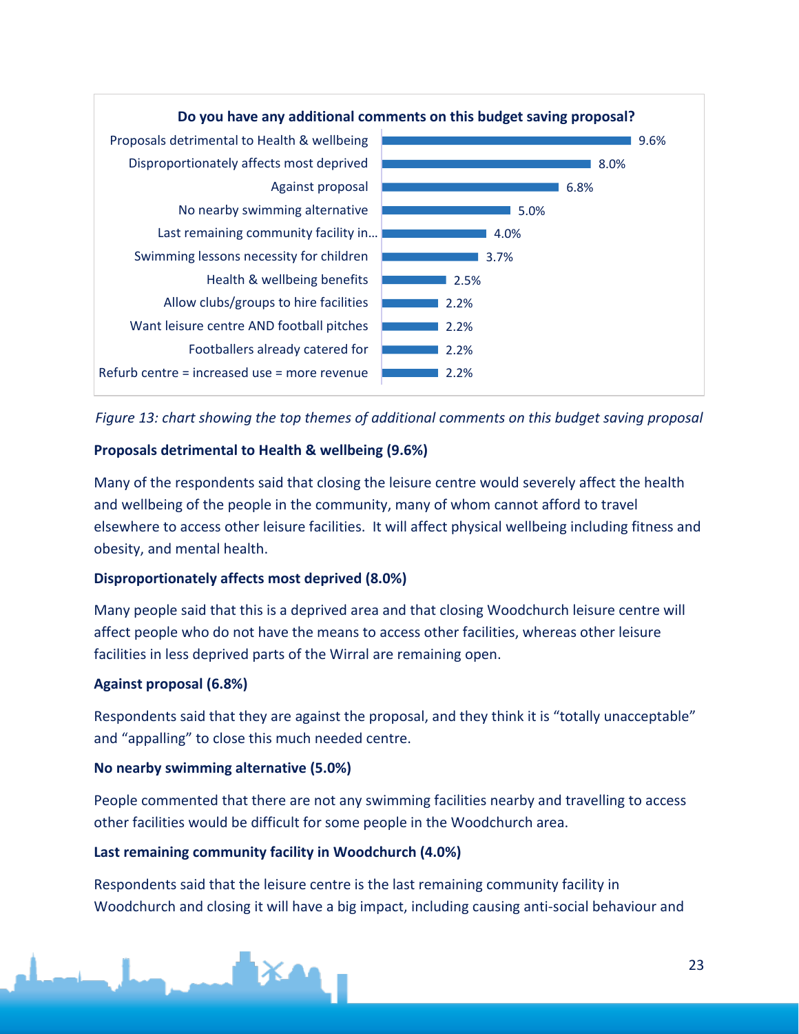**Do you have any additional comments on this budget saving proposal?**

| Theme | Percentage |
| --- | --- |
| Proposals detrimental to Health & wellbeing | 9.6% |
| Disproportionately affects most deprived | 8.0% |
| Against proposal | 6.8% |
| No nearby swimming alternative | 5.0% |
| Last remaining community facility in… | 4.0% |
| Swimming lessons necessity for children | 3.7% |
| Health & wellbeing benefits | 2.5% |
| Allow clubs/groups to hire facilities | 2.2% |
| Want leisure centre AND football pitches | 2.2% |
| Footballers already catered for | 2.2% |
| Refurb centre = increased use = more revenue | 2.2% |

*Figure 13: chart showing the top themes of additional comments on this budget saving proposal*

**Proposals detrimental to Health & wellbeing (9.6%)**

Many of the respondents said that closing the leisure centre would severely affect the health and wellbeing of the people in the community, many of whom cannot afford to travel elsewhere to access other leisure facilities. It will affect physical wellbeing including fitness and obesity, and mental health.

**Disproportionately affects most deprived (8.0%)**

Many people said that this is a deprived area and that closing Woodchurch leisure centre will affect people who do not have the means to access other facilities, whereas other leisure facilities in less deprived parts of the Wirral are remaining open.

**Against proposal (6.8%)**

Respondents said that they are against the proposal, and they think it is “totally unacceptable” and “appalling” to close this much needed centre.

**No nearby swimming alternative (5.0%)**

People commented that there are not any swimming facilities nearby and travelling to access other facilities would be difficult for some people in the Woodchurch area.

**Last remaining community facility in Woodchurch (4.0%)**

Respondents said that the leisure centre is the last remaining community facility in Woodchurch and closing it will have a big impact, including causing anti-social behaviour and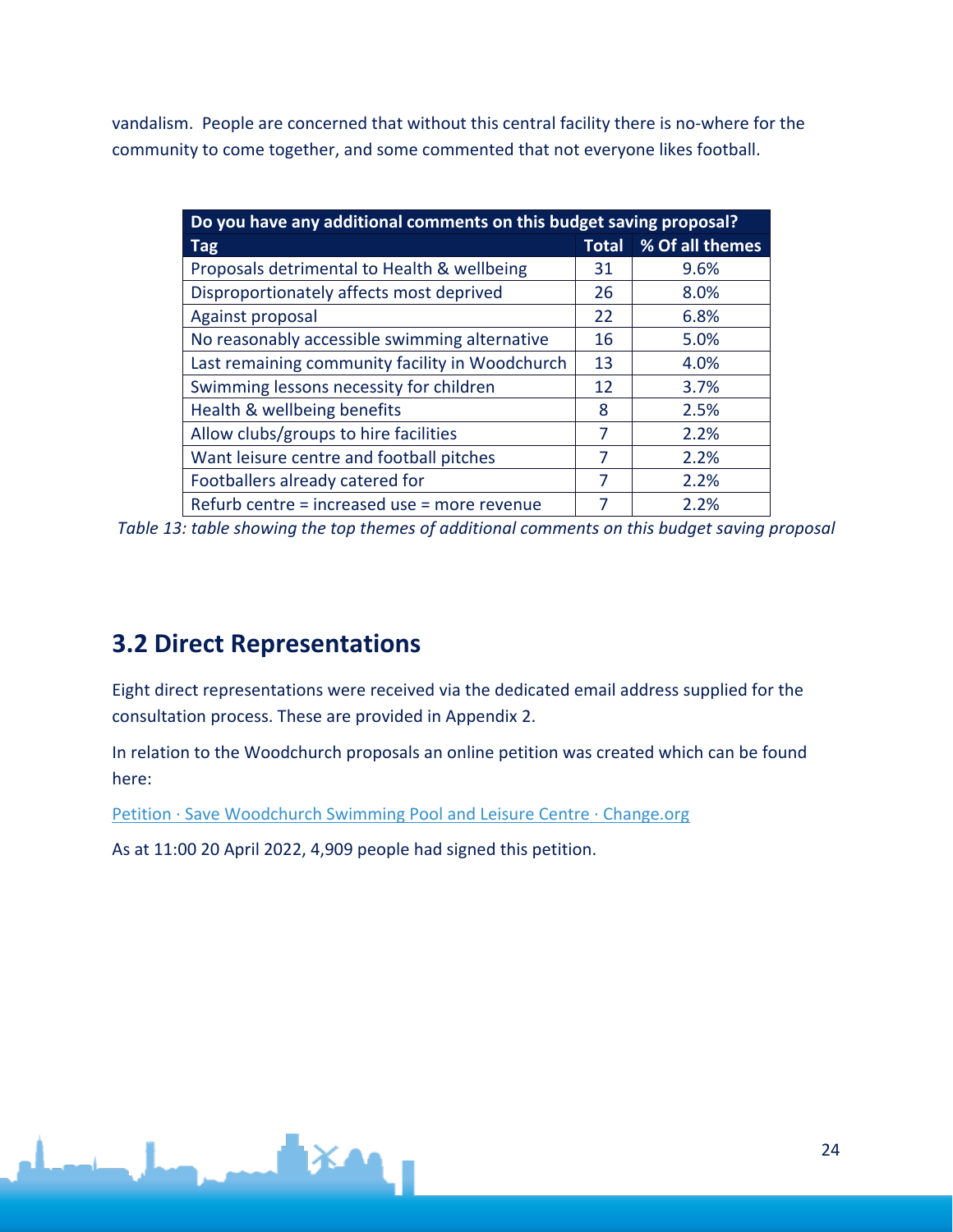vandalism. People are concerned that without this central facility there is no-where for the community to come together, and some commented that not everyone likes football.

| Do you have any additional comments on this budget saving proposal? | | |
|---|---|---|
| **Tag** | **Total** | **% Of all themes** |
| Proposals detrimental to Health & wellbeing | 31 | 9.6% |
| Disproportionately affects most deprived | 26 | 8.0% |
| Against proposal | 22 | 6.8% |
| No reasonably accessible swimming alternative | 16 | 5.0% |
| Last remaining community facility in Woodchurch | 13 | 4.0% |
| Swimming lessons necessity for children | 12 | 3.7% |
| Health & wellbeing benefits | 8 | 2.5% |
| Allow clubs/groups to hire facilities | 7 | 2.2% |
| Want leisure centre and football pitches | 7 | 2.2% |
| Footballers already catered for | 7 | 2.2% |
| Refurb centre = increased use = more revenue | 7 | 2.2% |

*Table 13: table showing the top themes of additional comments on this budget saving proposal*

## 3.2 Direct Representations

Eight direct representations were received via the dedicated email address supplied for the consultation process. These are provided in Appendix 2.

In relation to the Woodchurch proposals an online petition was created which can be found here:

Petition · Save Woodchurch Swimming Pool and Leisure Centre · Change.org

As at 11:00 20 April 2022, 4,909 people had signed this petition.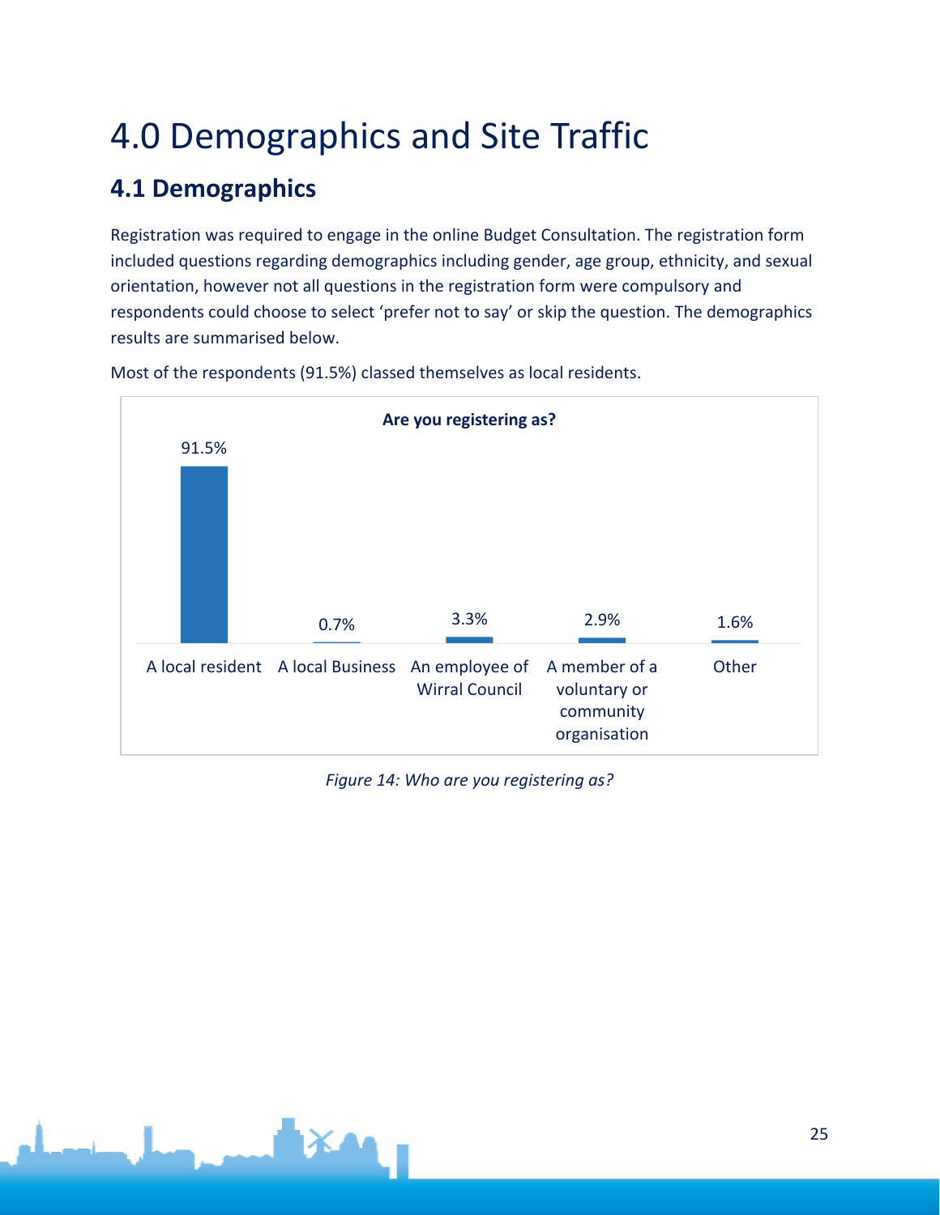# 4.0 Demographics and Site Traffic

## 4.1 Demographics

Registration was required to engage in the online Budget Consultation. The registration form included questions regarding demographics including gender, age group, ethnicity, and sexual orientation, however not all questions in the registration form were compulsory and respondents could choose to select 'prefer not to say' or skip the question. The demographics results are summarised below.

Most of the respondents (91.5%) classed themselves as local residents.

**Are you registering as?**

| Category | Percentage |
|---|---|
| A local resident | 91.5% |
| A local Business | 0.7% |
| An employee of Wirral Council | 3.3% |
| A member of a voluntary or community organisation | 2.9% |
| Other | 1.6% |

*Figure 14: Who are you registering as?*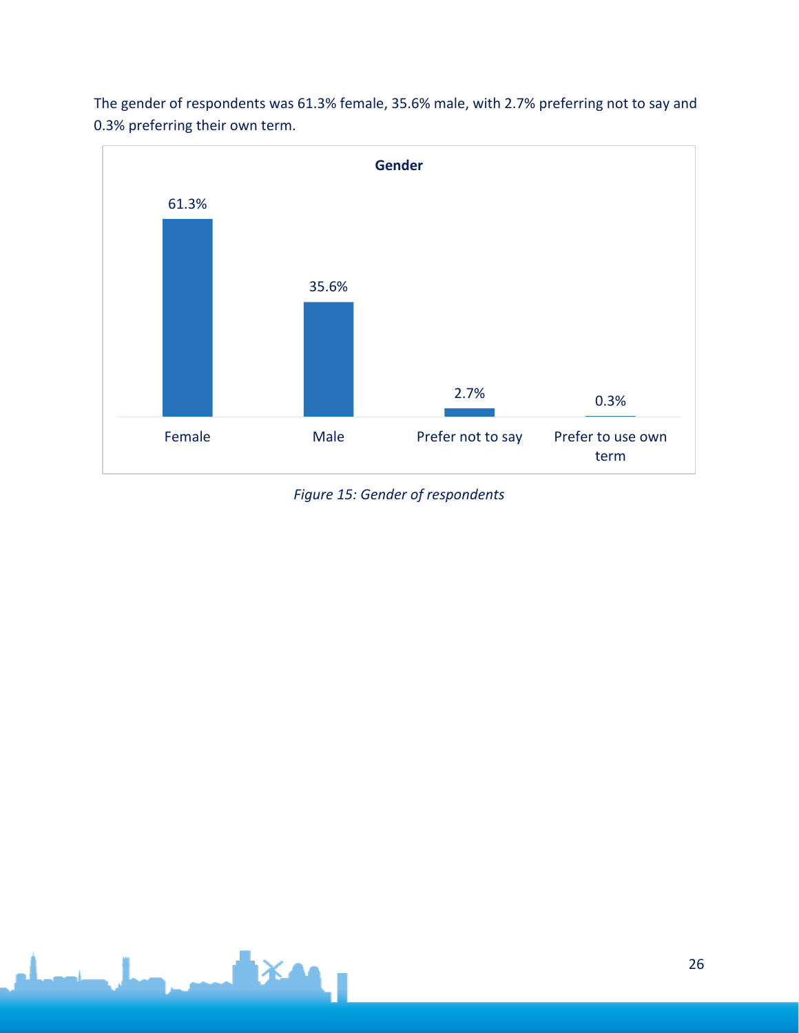The gender of respondents was 61.3% female, 35.6% male, with 2.7% preferring not to say and 0.3% preferring their own term.

| Gender | |
|---|---|
| Female | 61.3% |
| Male | 35.6% |
| Prefer not to say | 2.7% |
| Prefer to use own term | 0.3% |

*Figure 15: Gender of respondents*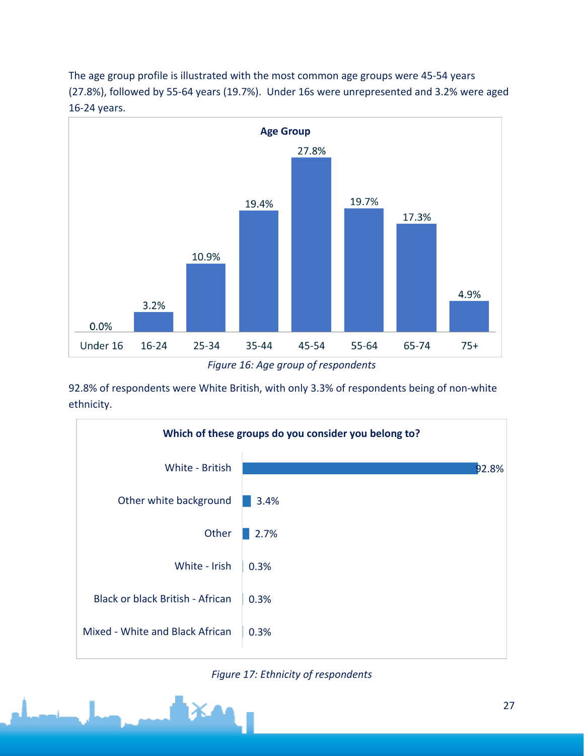The age group profile is illustrated with the most common age groups were 45-54 years (27.8%), followed by 55-64 years (19.7%). Under 16s were unrepresented and 3.2% were aged 16-24 years.

**Age Group**

| Age Group | Percentage |
| --- | --- |
| Under 16 | 0.0% |
| 16-24 | 3.2% |
| 25-34 | 10.9% |
| 35-44 | 19.4% |
| 45-54 | 27.8% |
| 55-64 | 19.7% |
| 65-74 | 17.3% |
| 75+ | 4.9% |

*Figure 16: Age group of respondents*

92.8% of respondents were White British, with only 3.3% of respondents being of non-white ethnicity.

**Which of these groups do you consider you belong to?**

| Group | Percentage |
| --- | --- |
| White - British | 92.8% |
| Other white background | 3.4% |
| Other | 2.7% |
| White - Irish | 0.3% |
| Black or black British - African | 0.3% |
| Mixed - White and Black African | 0.3% |

*Figure 17: Ethnicity of respondents*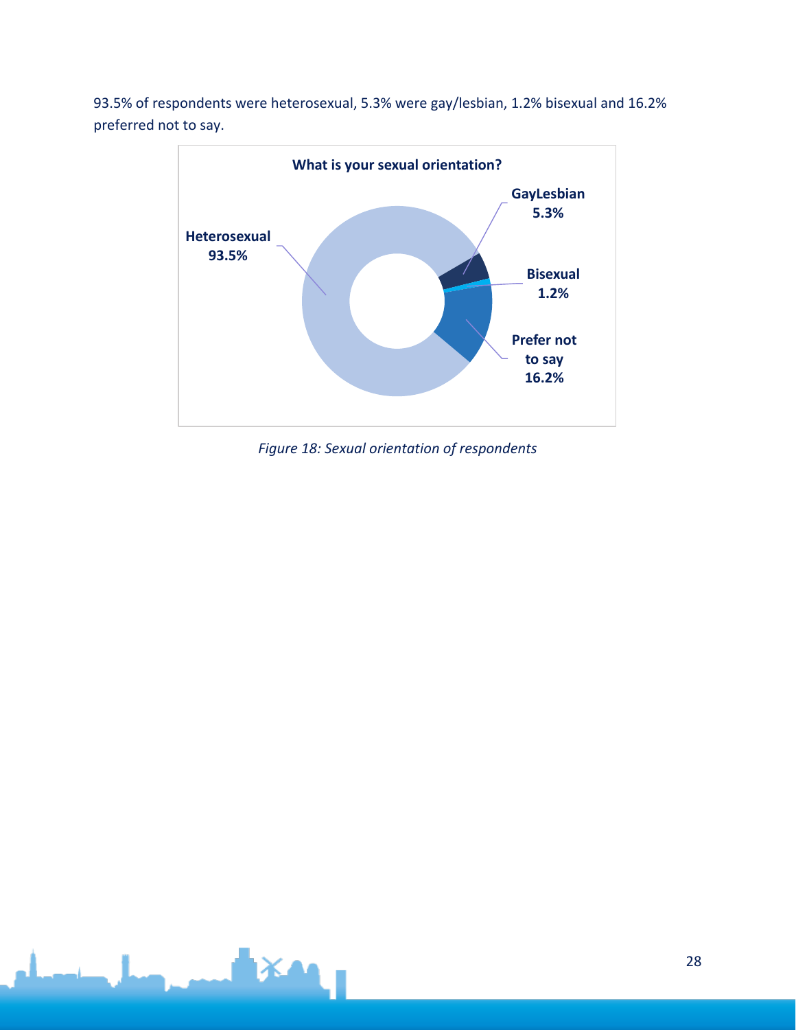93.5% of respondents were heterosexual, 5.3% were gay/lesbian, 1.2% bisexual and 16.2% preferred not to say.

What is your sexual orientation?

Heterosexual 93.5%

GayLesbian 5.3%

Bisexual 1.2%

Prefer not to say 16.2%

*Figure 18: Sexual orientation of respondents*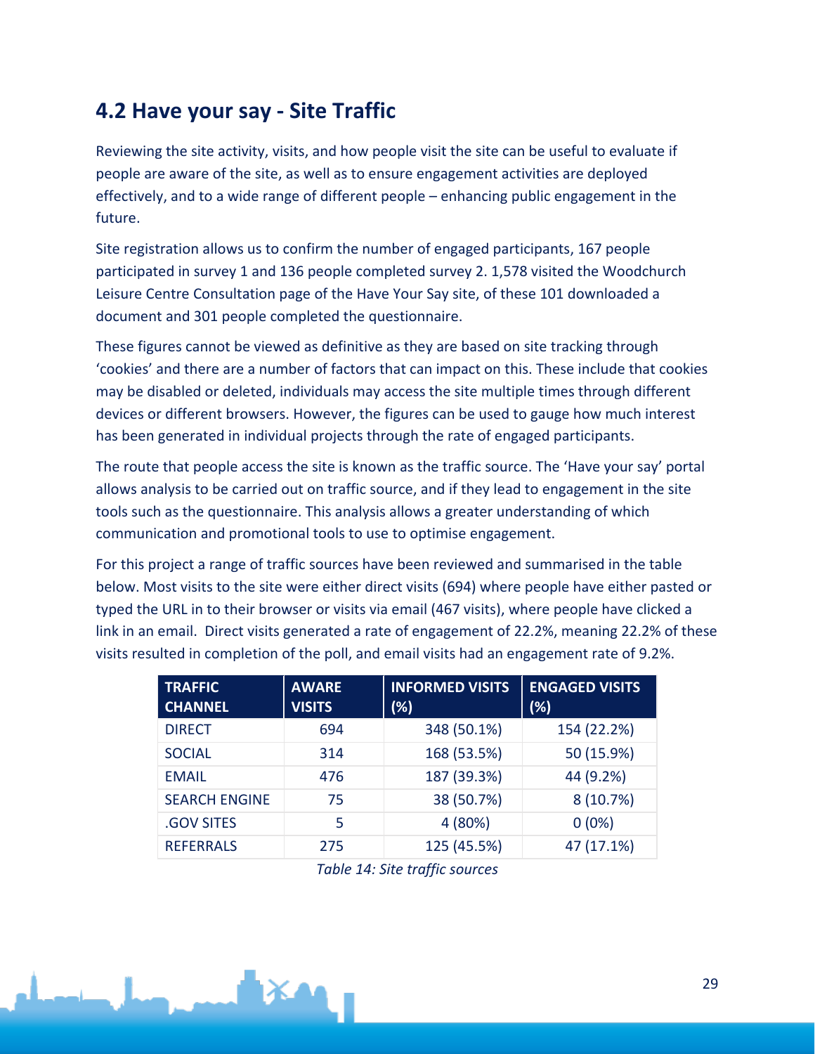## 4.2 Have your say - Site Traffic

Reviewing the site activity, visits, and how people visit the site can be useful to evaluate if people are aware of the site, as well as to ensure engagement activities are deployed effectively, and to a wide range of different people – enhancing public engagement in the future.

Site registration allows us to confirm the number of engaged participants, 167 people participated in survey 1 and 136 people completed survey 2. 1,578 visited the Woodchurch Leisure Centre Consultation page of the Have Your Say site, of these 101 downloaded a document and 301 people completed the questionnaire.

These figures cannot be viewed as definitive as they are based on site tracking through 'cookies' and there are a number of factors that can impact on this. These include that cookies may be disabled or deleted, individuals may access the site multiple times through different devices or different browsers. However, the figures can be used to gauge how much interest has been generated in individual projects through the rate of engaged participants.

The route that people access the site is known as the traffic source. The 'Have your say' portal allows analysis to be carried out on traffic source, and if they lead to engagement in the site tools such as the questionnaire. This analysis allows a greater understanding of which communication and promotional tools to use to optimise engagement.

For this project a range of traffic sources have been reviewed and summarised in the table below. Most visits to the site were either direct visits (694) where people have either pasted or typed the URL in to their browser or visits via email (467 visits), where people have clicked a link in an email. Direct visits generated a rate of engagement of 22.2%, meaning 22.2% of these visits resulted in completion of the poll, and email visits had an engagement rate of 9.2%.

| TRAFFIC CHANNEL | AWARE VISITS | INFORMED VISITS (%) | ENGAGED VISITS (%) |
|---|---|---|---|
| DIRECT | 694 | 348 (50.1%) | 154 (22.2%) |
| SOCIAL | 314 | 168 (53.5%) | 50 (15.9%) |
| EMAIL | 476 | 187 (39.3%) | 44 (9.2%) |
| SEARCH ENGINE | 75 | 38 (50.7%) | 8 (10.7%) |
| .GOV SITES | 5 | 4 (80%) | 0 (0%) |
| REFERRALS | 275 | 125 (45.5%) | 47 (17.1%) |

*Table 14: Site traffic sources*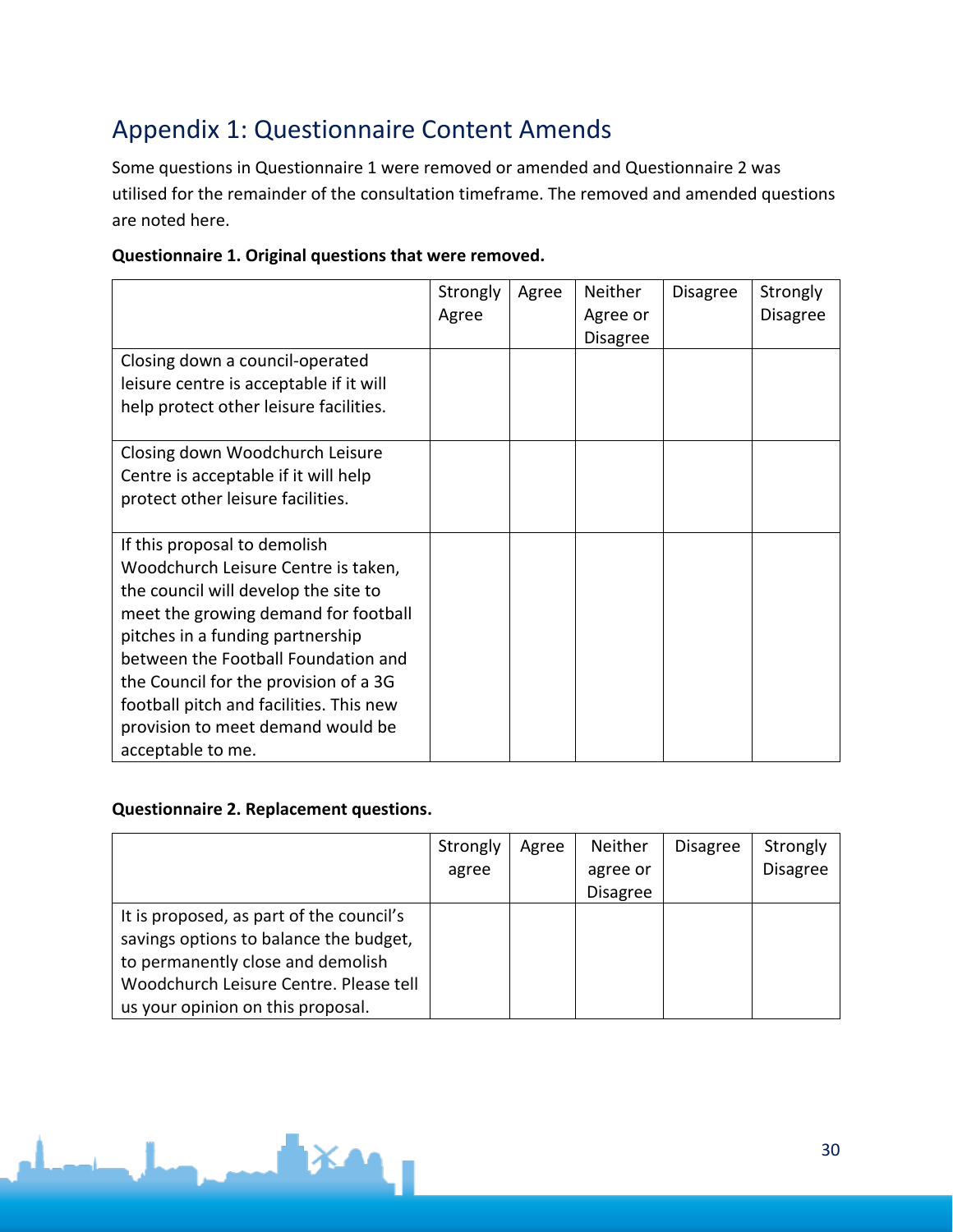# Appendix 1: Questionnaire Content Amends

Some questions in Questionnaire 1 were removed or amended and Questionnaire 2 was utilised for the remainder of the consultation timeframe. The removed and amended questions are noted here.

**Questionnaire 1. Original questions that were removed.**

| | Strongly Agree | Agree | Neither Agree or Disagree | Disagree | Strongly Disagree |
|---|---|---|---|---|---|
| Closing down a council-operated leisure centre is acceptable if it will help protect other leisure facilities. | | | | | |
| Closing down Woodchurch Leisure Centre is acceptable if it will help protect other leisure facilities. | | | | | |
| If this proposal to demolish Woodchurch Leisure Centre is taken, the council will develop the site to meet the growing demand for football pitches in a funding partnership between the Football Foundation and the Council for the provision of a 3G football pitch and facilities. This new provision to meet demand would be acceptable to me. | | | | | |

**Questionnaire 2. Replacement questions.**

| | Strongly agree | Agree | Neither agree or Disagree | Disagree | Strongly Disagree |
|---|---|---|---|---|---|
| It is proposed, as part of the council's savings options to balance the budget, to permanently close and demolish Woodchurch Leisure Centre. Please tell us your opinion on this proposal. | | | | | |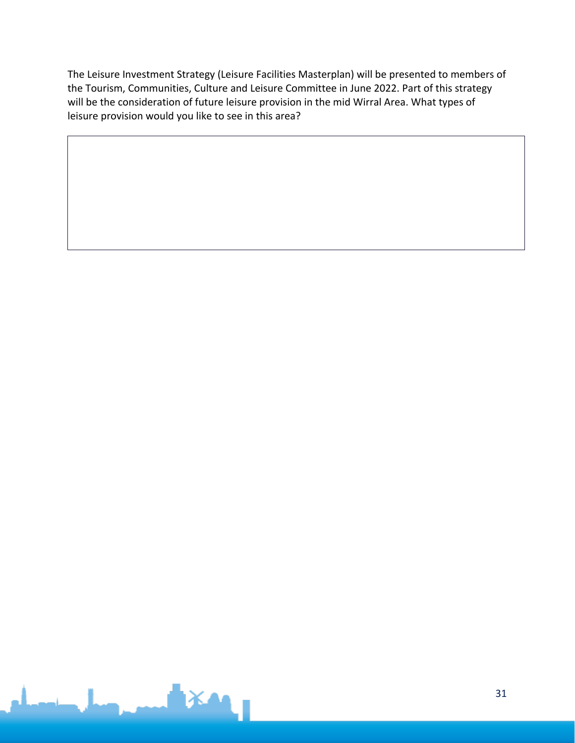The Leisure Investment Strategy (Leisure Facilities Masterplan) will be presented to members of the Tourism, Communities, Culture and Leisure Committee in June 2022. Part of this strategy will be the consideration of future leisure provision in the mid Wirral Area. What types of leisure provision would you like to see in this area?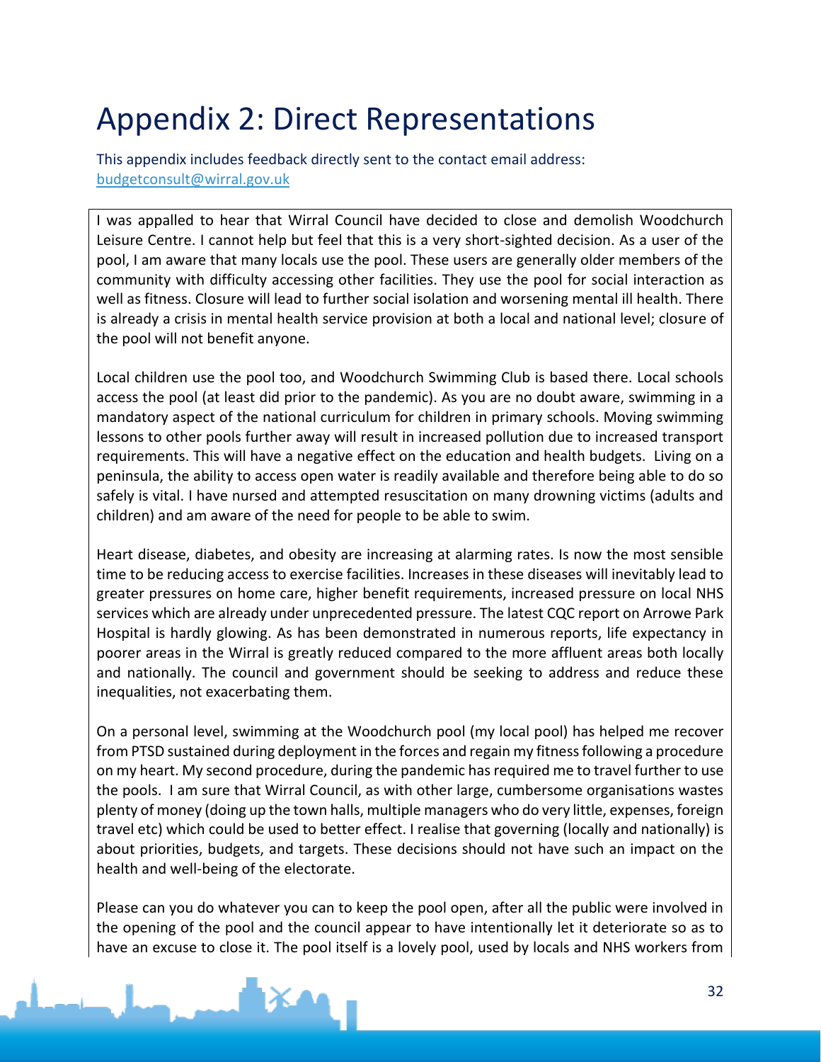# Appendix 2: Direct Representations

This appendix includes feedback directly sent to the contact email address: budgetconsult@wirral.gov.uk

I was appalled to hear that Wirral Council have decided to close and demolish Woodchurch Leisure Centre. I cannot help but feel that this is a very short-sighted decision. As a user of the pool, I am aware that many locals use the pool. These users are generally older members of the community with difficulty accessing other facilities. They use the pool for social interaction as well as fitness. Closure will lead to further social isolation and worsening mental ill health. There is already a crisis in mental health service provision at both a local and national level; closure of the pool will not benefit anyone.

Local children use the pool too, and Woodchurch Swimming Club is based there. Local schools access the pool (at least did prior to the pandemic). As you are no doubt aware, swimming in a mandatory aspect of the national curriculum for children in primary schools. Moving swimming lessons to other pools further away will result in increased pollution due to increased transport requirements. This will have a negative effect on the education and health budgets. Living on a peninsula, the ability to access open water is readily available and therefore being able to do so safely is vital. I have nursed and attempted resuscitation on many drowning victims (adults and children) and am aware of the need for people to be able to swim.

Heart disease, diabetes, and obesity are increasing at alarming rates. Is now the most sensible time to be reducing access to exercise facilities. Increases in these diseases will inevitably lead to greater pressures on home care, higher benefit requirements, increased pressure on local NHS services which are already under unprecedented pressure. The latest CQC report on Arrowe Park Hospital is hardly glowing. As has been demonstrated in numerous reports, life expectancy in poorer areas in the Wirral is greatly reduced compared to the more affluent areas both locally and nationally. The council and government should be seeking to address and reduce these inequalities, not exacerbating them.

On a personal level, swimming at the Woodchurch pool (my local pool) has helped me recover from PTSD sustained during deployment in the forces and regain my fitness following a procedure on my heart. My second procedure, during the pandemic has required me to travel further to use the pools. I am sure that Wirral Council, as with other large, cumbersome organisations wastes plenty of money (doing up the town halls, multiple managers who do very little, expenses, foreign travel etc) which could be used to better effect. I realise that governing (locally and nationally) is about priorities, budgets, and targets. These decisions should not have such an impact on the health and well-being of the electorate.

Please can you do whatever you can to keep the pool open, after all the public were involved in the opening of the pool and the council appear to have intentionally let it deteriorate so as to have an excuse to close it. The pool itself is a lovely pool, used by locals and NHS workers from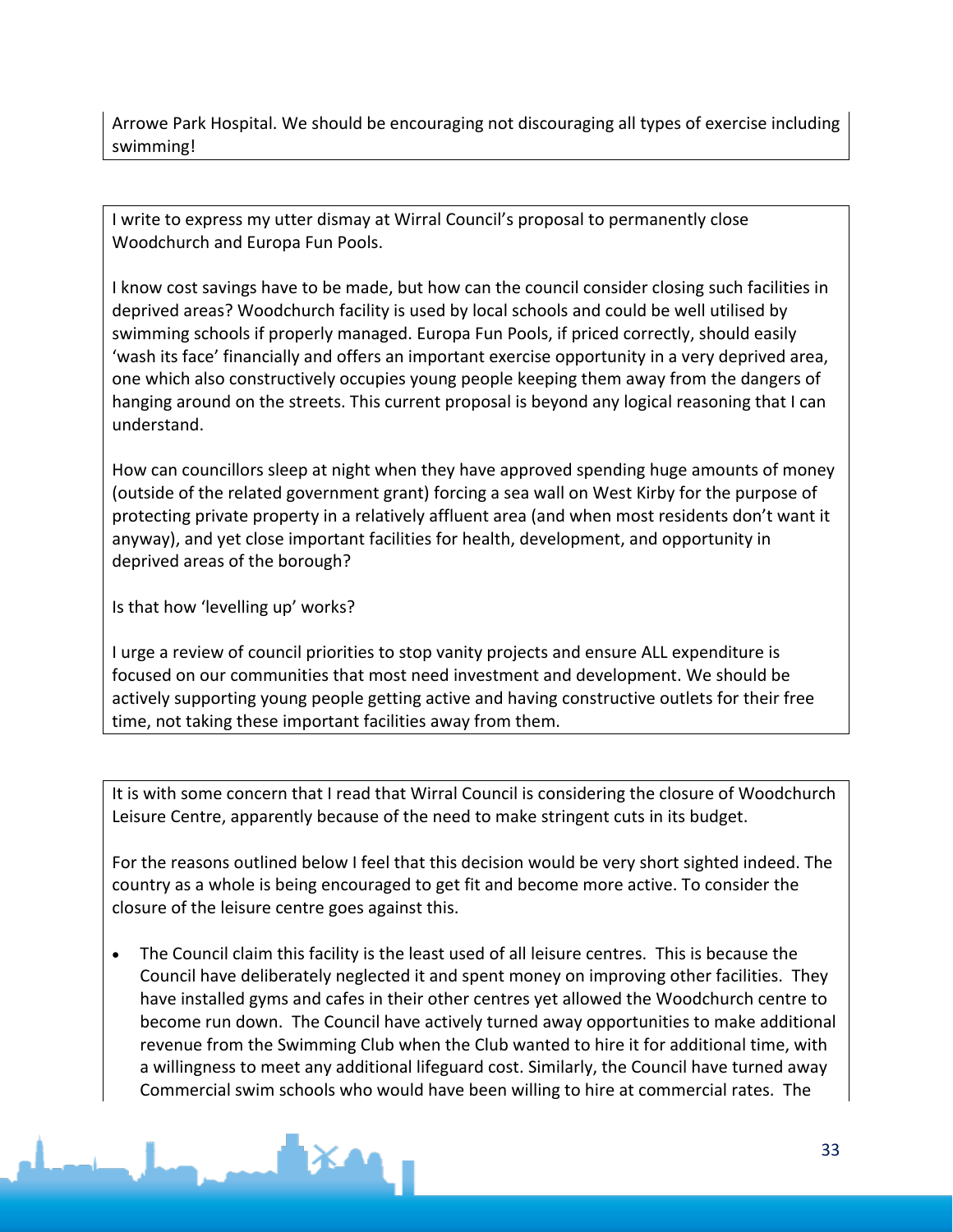Arrowe Park Hospital. We should be encouraging not discouraging all types of exercise including swimming!

---

I write to express my utter dismay at Wirral Council's proposal to permanently close Woodchurch and Europa Fun Pools.

I know cost savings have to be made, but how can the council consider closing such facilities in deprived areas? Woodchurch facility is used by local schools and could be well utilised by swimming schools if properly managed. Europa Fun Pools, if priced correctly, should easily 'wash its face' financially and offers an important exercise opportunity in a very deprived area, one which also constructively occupies young people keeping them away from the dangers of hanging around on the streets. This current proposal is beyond any logical reasoning that I can understand.

How can councillors sleep at night when they have approved spending huge amounts of money (outside of the related government grant) forcing a sea wall on West Kirby for the purpose of protecting private property in a relatively affluent area (and when most residents don't want it anyway), and yet close important facilities for health, development, and opportunity in deprived areas of the borough?

Is that how 'levelling up' works?

I urge a review of council priorities to stop vanity projects and ensure ALL expenditure is focused on our communities that most need investment and development. We should be actively supporting young people getting active and having constructive outlets for their free time, not taking these important facilities away from them.

---

It is with some concern that I read that Wirral Council is considering the closure of Woodchurch Leisure Centre, apparently because of the need to make stringent cuts in its budget.

For the reasons outlined below I feel that this decision would be very short sighted indeed. The country as a whole is being encouraged to get fit and become more active. To consider the closure of the leisure centre goes against this.

- The Council claim this facility is the least used of all leisure centres. This is because the Council have deliberately neglected it and spent money on improving other facilities. They have installed gyms and cafes in their other centres yet allowed the Woodchurch centre to become run down. The Council have actively turned away opportunities to make additional revenue from the Swimming Club when the Club wanted to hire it for additional time, with a willingness to meet any additional lifeguard cost. Similarly, the Council have turned away Commercial swim schools who would have been willing to hire at commercial rates. The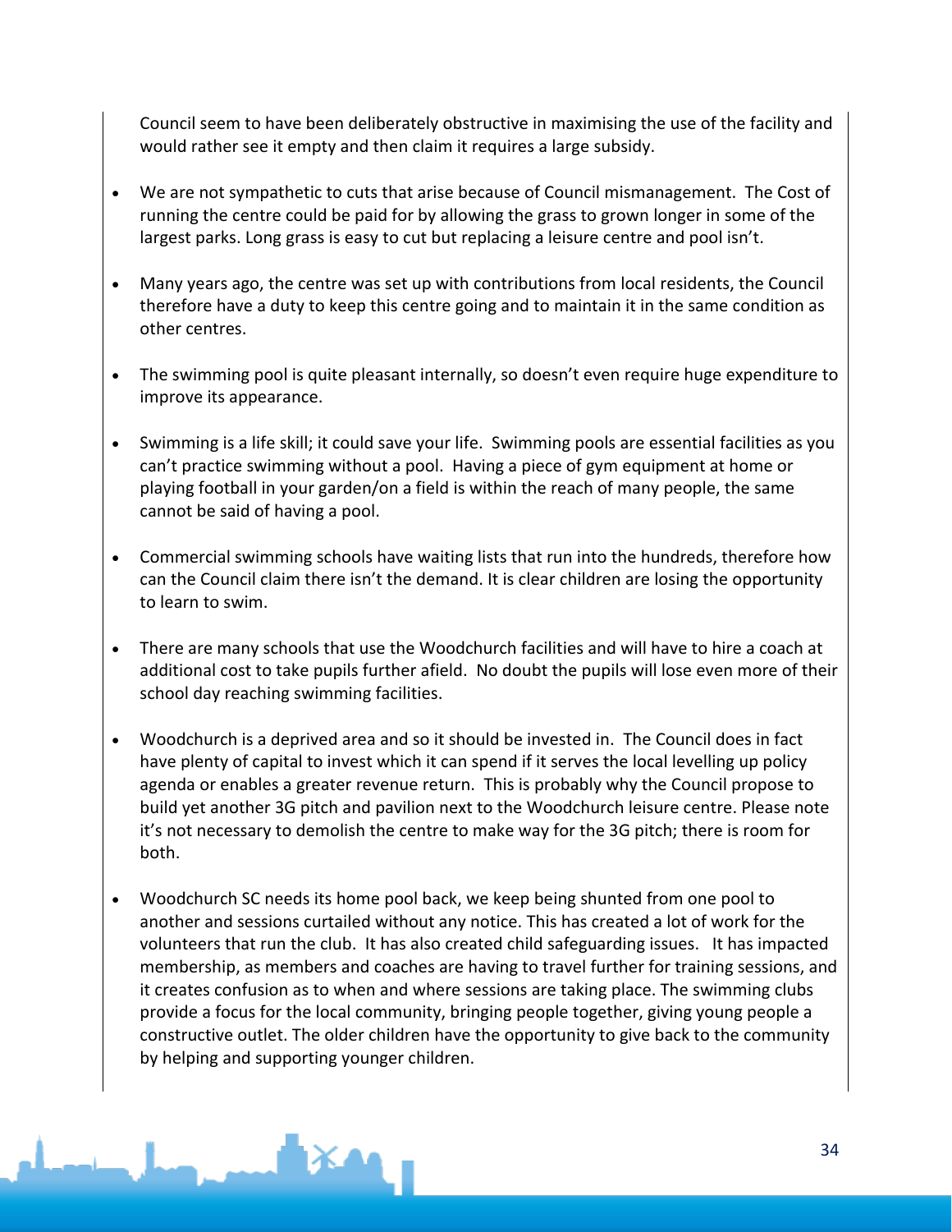Council seem to have been deliberately obstructive in maximising the use of the facility and would rather see it empty and then claim it requires a large subsidy.

- We are not sympathetic to cuts that arise because of Council mismanagement. The Cost of running the centre could be paid for by allowing the grass to grown longer in some of the largest parks. Long grass is easy to cut but replacing a leisure centre and pool isn't.

- Many years ago, the centre was set up with contributions from local residents, the Council therefore have a duty to keep this centre going and to maintain it in the same condition as other centres.

- The swimming pool is quite pleasant internally, so doesn't even require huge expenditure to improve its appearance.

- Swimming is a life skill; it could save your life. Swimming pools are essential facilities as you can't practice swimming without a pool. Having a piece of gym equipment at home or playing football in your garden/on a field is within the reach of many people, the same cannot be said of having a pool.

- Commercial swimming schools have waiting lists that run into the hundreds, therefore how can the Council claim there isn't the demand. It is clear children are losing the opportunity to learn to swim.

- There are many schools that use the Woodchurch facilities and will have to hire a coach at additional cost to take pupils further afield. No doubt the pupils will lose even more of their school day reaching swimming facilities.

- Woodchurch is a deprived area and so it should be invested in. The Council does in fact have plenty of capital to invest which it can spend if it serves the local levelling up policy agenda or enables a greater revenue return. This is probably why the Council propose to build yet another 3G pitch and pavilion next to the Woodchurch leisure centre. Please note it's not necessary to demolish the centre to make way for the 3G pitch; there is room for both.

- Woodchurch SC needs its home pool back, we keep being shunted from one pool to another and sessions curtailed without any notice. This has created a lot of work for the volunteers that run the club. It has also created child safeguarding issues. It has impacted membership, as members and coaches are having to travel further for training sessions, and it creates confusion as to when and where sessions are taking place. The swimming clubs provide a focus for the local community, bringing people together, giving young people a constructive outlet. The older children have the opportunity to give back to the community by helping and supporting younger children.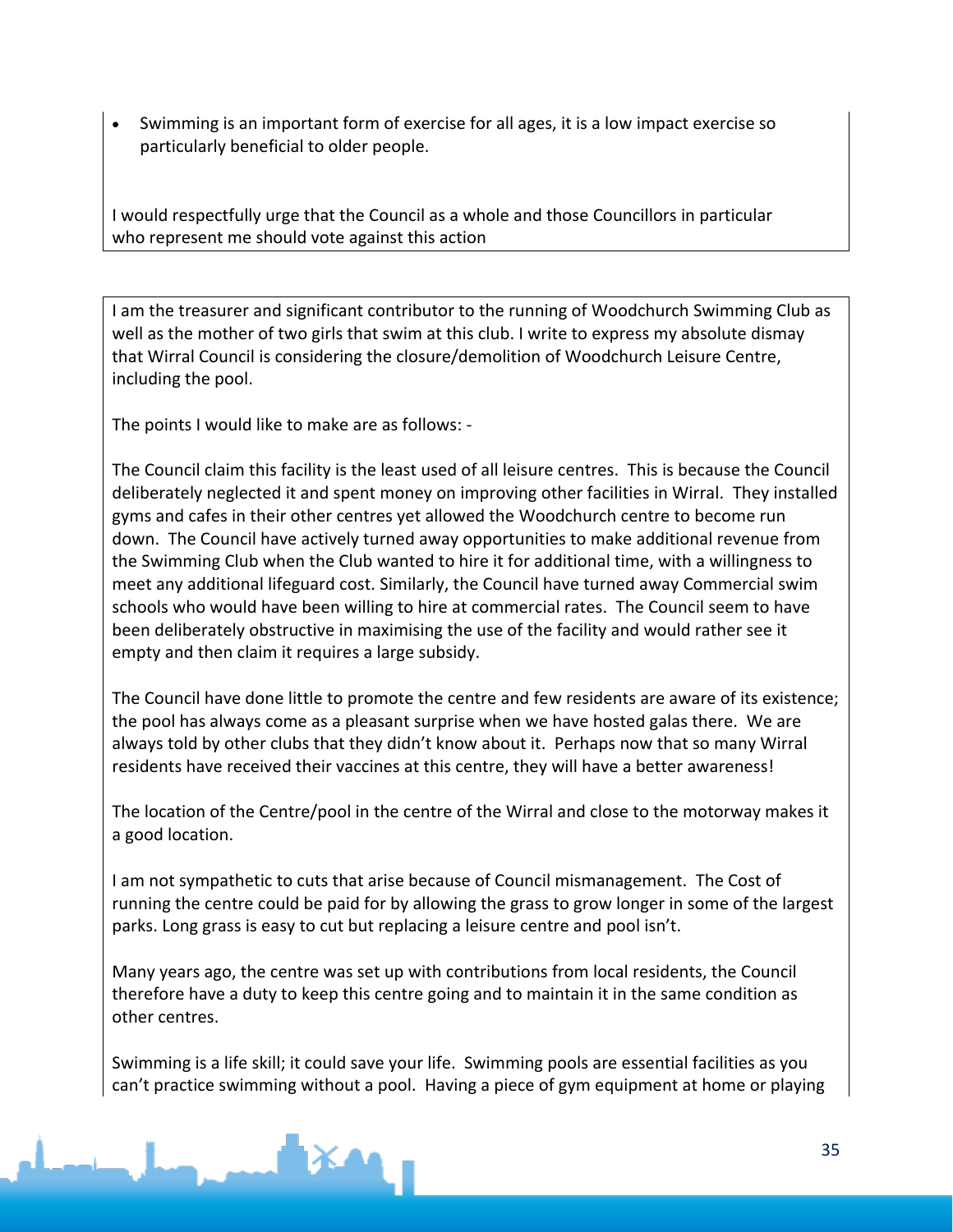- Swimming is an important form of exercise for all ages, it is a low impact exercise so particularly beneficial to older people.

I would respectfully urge that the Council as a whole and those Councillors in particular who represent me should vote against this action

I am the treasurer and significant contributor to the running of Woodchurch Swimming Club as well as the mother of two girls that swim at this club. I write to express my absolute dismay that Wirral Council is considering the closure/demolition of Woodchurch Leisure Centre, including the pool.

The points I would like to make are as follows: -

The Council claim this facility is the least used of all leisure centres. This is because the Council deliberately neglected it and spent money on improving other facilities in Wirral. They installed gyms and cafes in their other centres yet allowed the Woodchurch centre to become run down. The Council have actively turned away opportunities to make additional revenue from the Swimming Club when the Club wanted to hire it for additional time, with a willingness to meet any additional lifeguard cost. Similarly, the Council have turned away Commercial swim schools who would have been willing to hire at commercial rates. The Council seem to have been deliberately obstructive in maximising the use of the facility and would rather see it empty and then claim it requires a large subsidy.

The Council have done little to promote the centre and few residents are aware of its existence; the pool has always come as a pleasant surprise when we have hosted galas there. We are always told by other clubs that they didn't know about it. Perhaps now that so many Wirral residents have received their vaccines at this centre, they will have a better awareness!

The location of the Centre/pool in the centre of the Wirral and close to the motorway makes it a good location.

I am not sympathetic to cuts that arise because of Council mismanagement. The Cost of running the centre could be paid for by allowing the grass to grow longer in some of the largest parks. Long grass is easy to cut but replacing a leisure centre and pool isn't.

Many years ago, the centre was set up with contributions from local residents, the Council therefore have a duty to keep this centre going and to maintain it in the same condition as other centres.

Swimming is a life skill; it could save your life. Swimming pools are essential facilities as you can't practice swimming without a pool. Having a piece of gym equipment at home or playing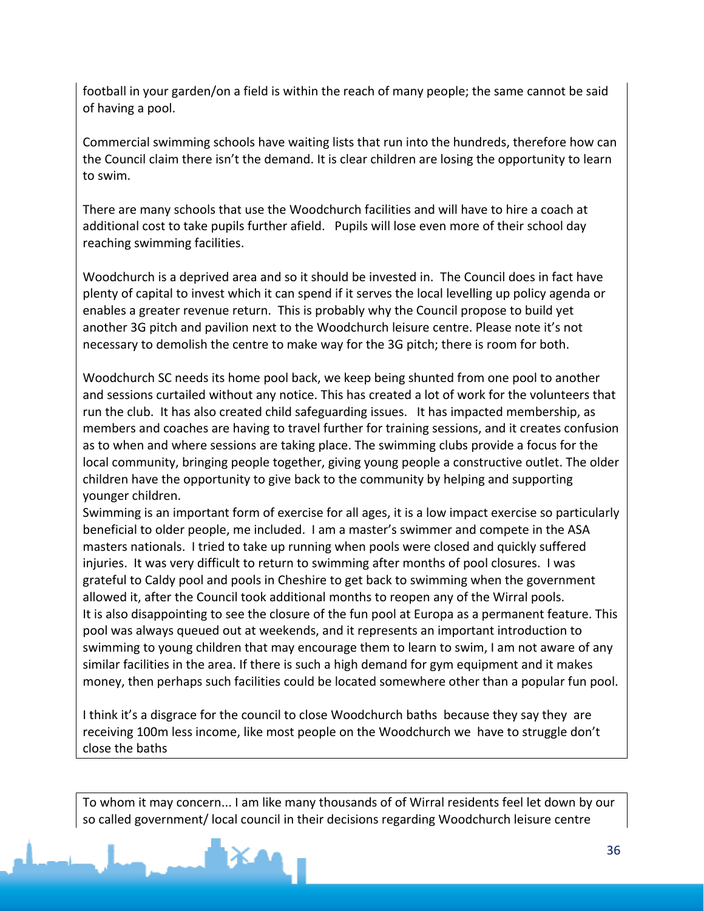football in your garden/on a field is within the reach of many people; the same cannot be said of having a pool.

Commercial swimming schools have waiting lists that run into the hundreds, therefore how can the Council claim there isn't the demand. It is clear children are losing the opportunity to learn to swim.

There are many schools that use the Woodchurch facilities and will have to hire a coach at additional cost to take pupils further afield. Pupils will lose even more of their school day reaching swimming facilities.

Woodchurch is a deprived area and so it should be invested in. The Council does in fact have plenty of capital to invest which it can spend if it serves the local levelling up policy agenda or enables a greater revenue return. This is probably why the Council propose to build yet another 3G pitch and pavilion next to the Woodchurch leisure centre. Please note it's not necessary to demolish the centre to make way for the 3G pitch; there is room for both.

Woodchurch SC needs its home pool back, we keep being shunted from one pool to another and sessions curtailed without any notice. This has created a lot of work for the volunteers that run the club. It has also created child safeguarding issues. It has impacted membership, as members and coaches are having to travel further for training sessions, and it creates confusion as to when and where sessions are taking place. The swimming clubs provide a focus for the local community, bringing people together, giving young people a constructive outlet. The older children have the opportunity to give back to the community by helping and supporting younger children.

Swimming is an important form of exercise for all ages, it is a low impact exercise so particularly beneficial to older people, me included. I am a master's swimmer and compete in the ASA masters nationals. I tried to take up running when pools were closed and quickly suffered injuries. It was very difficult to return to swimming after months of pool closures. I was grateful to Caldy pool and pools in Cheshire to get back to swimming when the government allowed it, after the Council took additional months to reopen any of the Wirral pools.

It is also disappointing to see the closure of the fun pool at Europa as a permanent feature. This pool was always queued out at weekends, and it represents an important introduction to swimming to young children that may encourage them to learn to swim, I am not aware of any similar facilities in the area. If there is such a high demand for gym equipment and it makes money, then perhaps such facilities could be located somewhere other than a popular fun pool.

I think it's a disgrace for the council to close Woodchurch baths because they say they are receiving 100m less income, like most people on the Woodchurch we have to struggle don't close the baths

To whom it may concern... I am like many thousands of of Wirral residents feel let down by our so called government/ local council in their decisions regarding Woodchurch leisure centre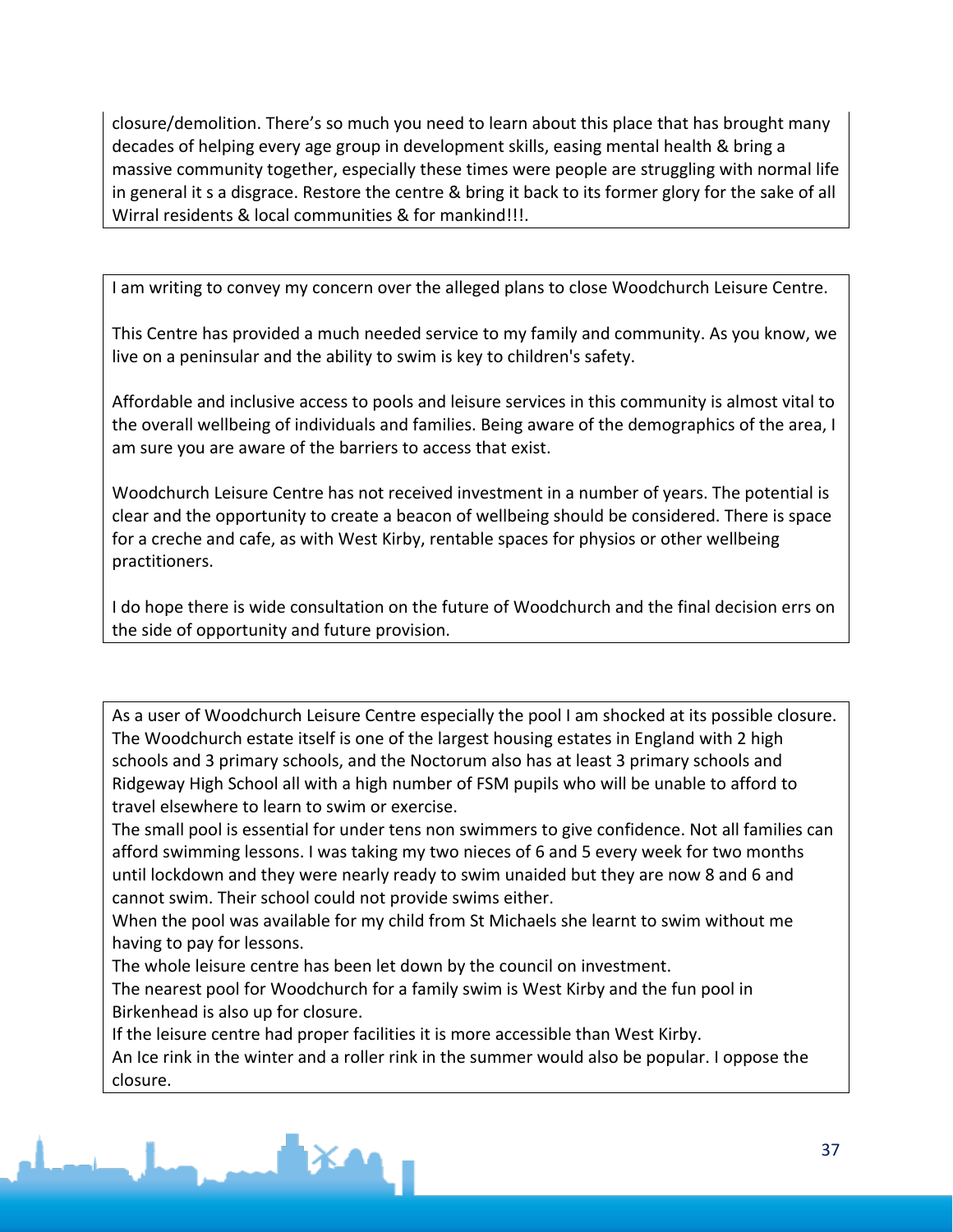closure/demolition. There's so much you need to learn about this place that has brought many decades of helping every age group in development skills, easing mental health & bring a massive community together, especially these times were people are struggling with normal life in general it s a disgrace. Restore the centre & bring it back to its former glory for the sake of all Wirral residents & local communities & for mankind!!!.

---

I am writing to convey my concern over the alleged plans to close Woodchurch Leisure Centre.

This Centre has provided a much needed service to my family and community. As you know, we live on a peninsular and the ability to swim is key to children's safety.

Affordable and inclusive access to pools and leisure services in this community is almost vital to the overall wellbeing of individuals and families. Being aware of the demographics of the area, I am sure you are aware of the barriers to access that exist.

Woodchurch Leisure Centre has not received investment in a number of years. The potential is clear and the opportunity to create a beacon of wellbeing should be considered. There is space for a creche and cafe, as with West Kirby, rentable spaces for physios or other wellbeing practitioners.

I do hope there is wide consultation on the future of Woodchurch and the final decision errs on the side of opportunity and future provision.

---

As a user of Woodchurch Leisure Centre especially the pool I am shocked at its possible closure. The Woodchurch estate itself is one of the largest housing estates in England with 2 high schools and 3 primary schools, and the Noctorum also has at least 3 primary schools and Ridgeway High School all with a high number of FSM pupils who will be unable to afford to travel elsewhere to learn to swim or exercise.

The small pool is essential for under tens non swimmers to give confidence. Not all families can afford swimming lessons. I was taking my two nieces of 6 and 5 every week for two months until lockdown and they were nearly ready to swim unaided but they are now 8 and 6 and cannot swim. Their school could not provide swims either.

When the pool was available for my child from St Michaels she learnt to swim without me having to pay for lessons.

The whole leisure centre has been let down by the council on investment.

The nearest pool for Woodchurch for a family swim is West Kirby and the fun pool in Birkenhead is also up for closure.

If the leisure centre had proper facilities it is more accessible than West Kirby.

An Ice rink in the winter and a roller rink in the summer would also be popular. I oppose the closure.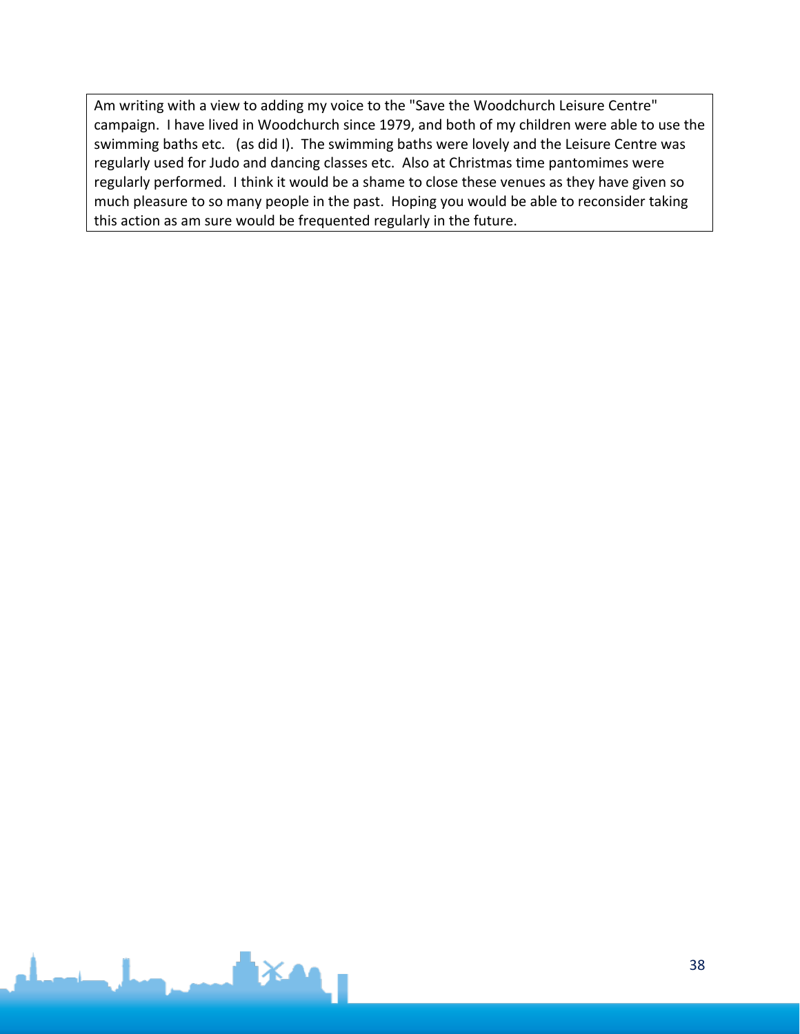Am writing with a view to adding my voice to the "Save the Woodchurch Leisure Centre" campaign. I have lived in Woodchurch since 1979, and both of my children were able to use the swimming baths etc. (as did I). The swimming baths were lovely and the Leisure Centre was regularly used for Judo and dancing classes etc. Also at Christmas time pantomimes were regularly performed. I think it would be a shame to close these venues as they have given so much pleasure to so many people in the past. Hoping you would be able to reconsider taking this action as am sure would be frequented regularly in the future.